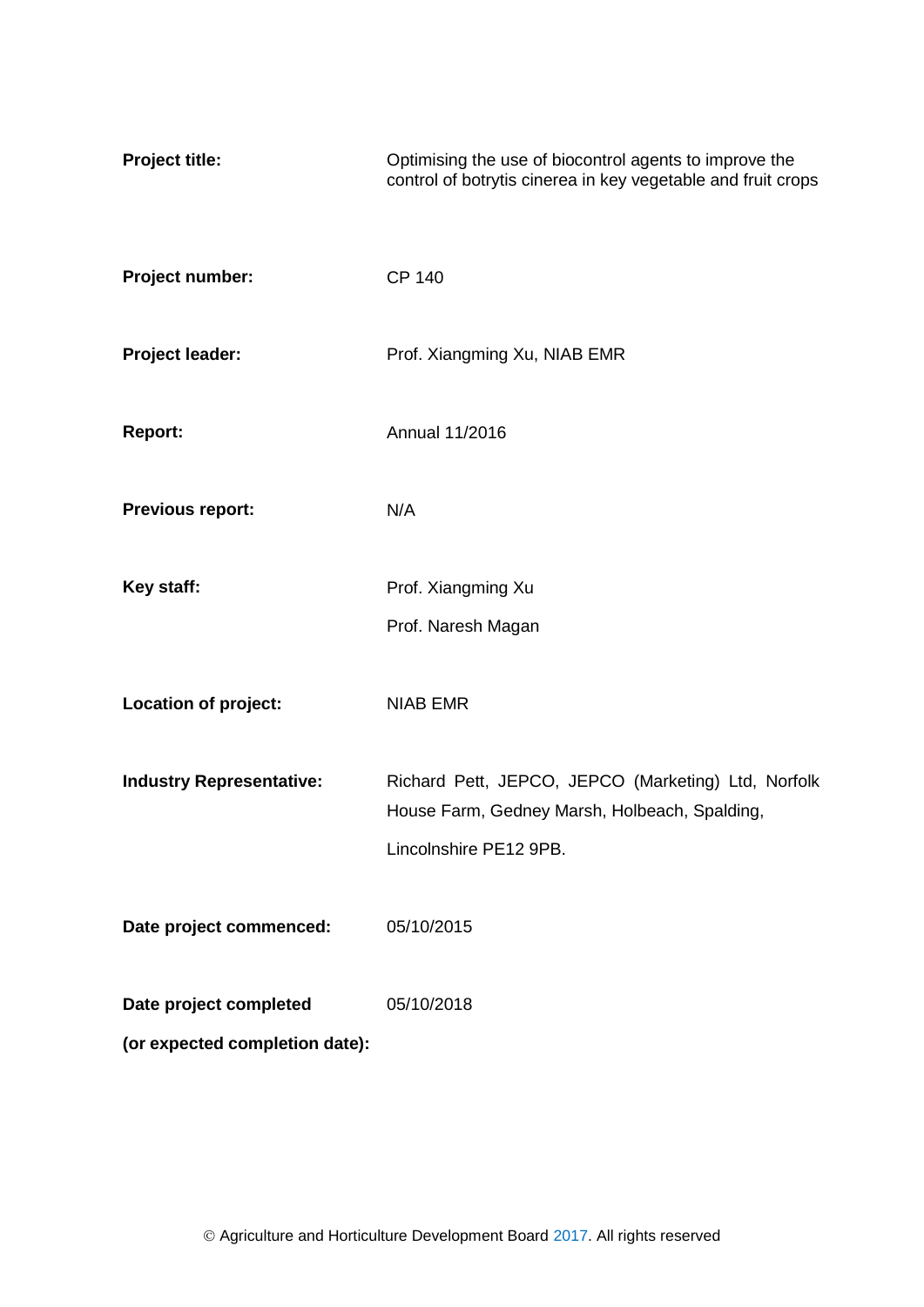| | |
|---|---|
| **Project title:** | Optimising the use of biocontrol agents to improve the control of botrytis cinerea in key vegetable and fruit crops |
| **Project number:** | CP 140 |
| **Project leader:** | Prof. Xiangming Xu, NIAB EMR |
| **Report:** | Annual 11/2016 |
| **Previous report:** | N/A |
| **Key staff:** | Prof. Xiangming Xu<br>Prof. Naresh Magan |
| **Location of project:** | NIAB EMR |
| **Industry Representative:** | Richard Pett, JEPCO, JEPCO (Marketing) Ltd, Norfolk House Farm, Gedney Marsh, Holbeach, Spalding, Lincolnshire PE12 9PB. |
| **Date project commenced:** | 05/10/2015 |
| **Date project completed (or expected completion date):** | 05/10/2018 |

© Agriculture and Horticulture Development Board 2017. All rights reserved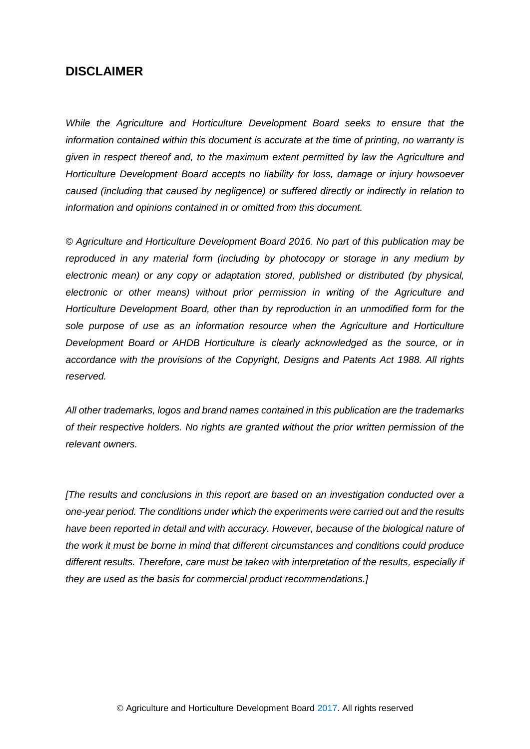## DISCLAIMER

*While the Agriculture and Horticulture Development Board seeks to ensure that the information contained within this document is accurate at the time of printing, no warranty is given in respect thereof and, to the maximum extent permitted by law the Agriculture and Horticulture Development Board accepts no liability for loss, damage or injury howsoever caused (including that caused by negligence) or suffered directly or indirectly in relation to information and opinions contained in or omitted from this document.*

*© Agriculture and Horticulture Development Board 2016. No part of this publication may be reproduced in any material form (including by photocopy or storage in any medium by electronic mean) or any copy or adaptation stored, published or distributed (by physical, electronic or other means) without prior permission in writing of the Agriculture and Horticulture Development Board, other than by reproduction in an unmodified form for the sole purpose of use as an information resource when the Agriculture and Horticulture Development Board or AHDB Horticulture is clearly acknowledged as the source, or in accordance with the provisions of the Copyright, Designs and Patents Act 1988. All rights reserved.*

*All other trademarks, logos and brand names contained in this publication are the trademarks of their respective holders. No rights are granted without the prior written permission of the relevant owners.*

*[The results and conclusions in this report are based on an investigation conducted over a one-year period. The conditions under which the experiments were carried out and the results have been reported in detail and with accuracy. However, because of the biological nature of the work it must be borne in mind that different circumstances and conditions could produce different results. Therefore, care must be taken with interpretation of the results, especially if they are used as the basis for commercial product recommendations.]*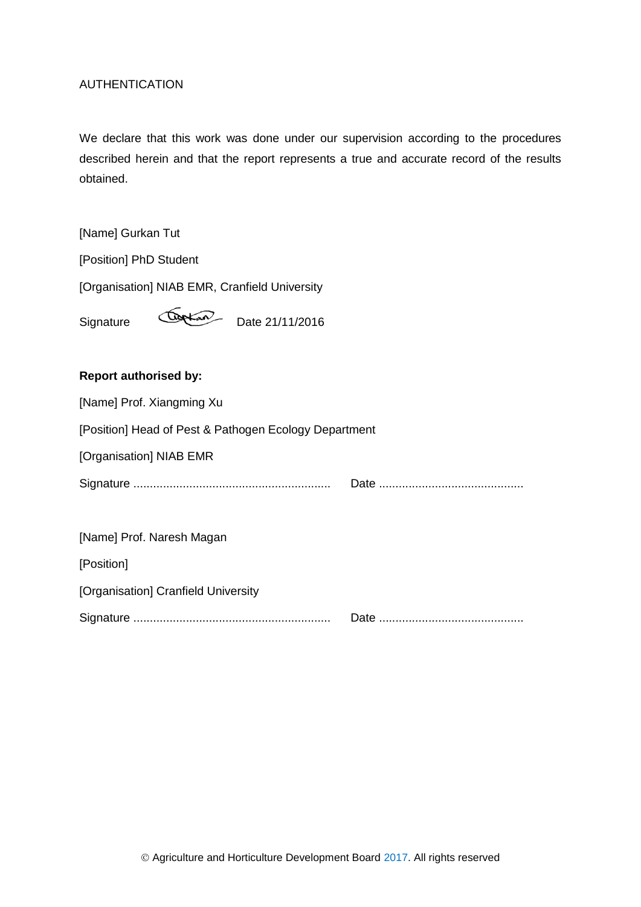AUTHENTICATION

We declare that this work was done under our supervision according to the procedures described herein and that the report represents a true and accurate record of the results obtained.

[Name] Gurkan Tut

[Position] PhD Student

[Organisation] NIAB EMR, Cranfield University

Signature Date 21/11/2016

**Report authorised by:**

[Name] Prof. Xiangming Xu

[Position] Head of Pest & Pathogen Ecology Department

[Organisation] NIAB EMR

Signature ............................................................ Date ............................................

[Name] Prof. Naresh Magan

[Position]

[Organisation] Cranfield University

Signature ............................................................ Date ............................................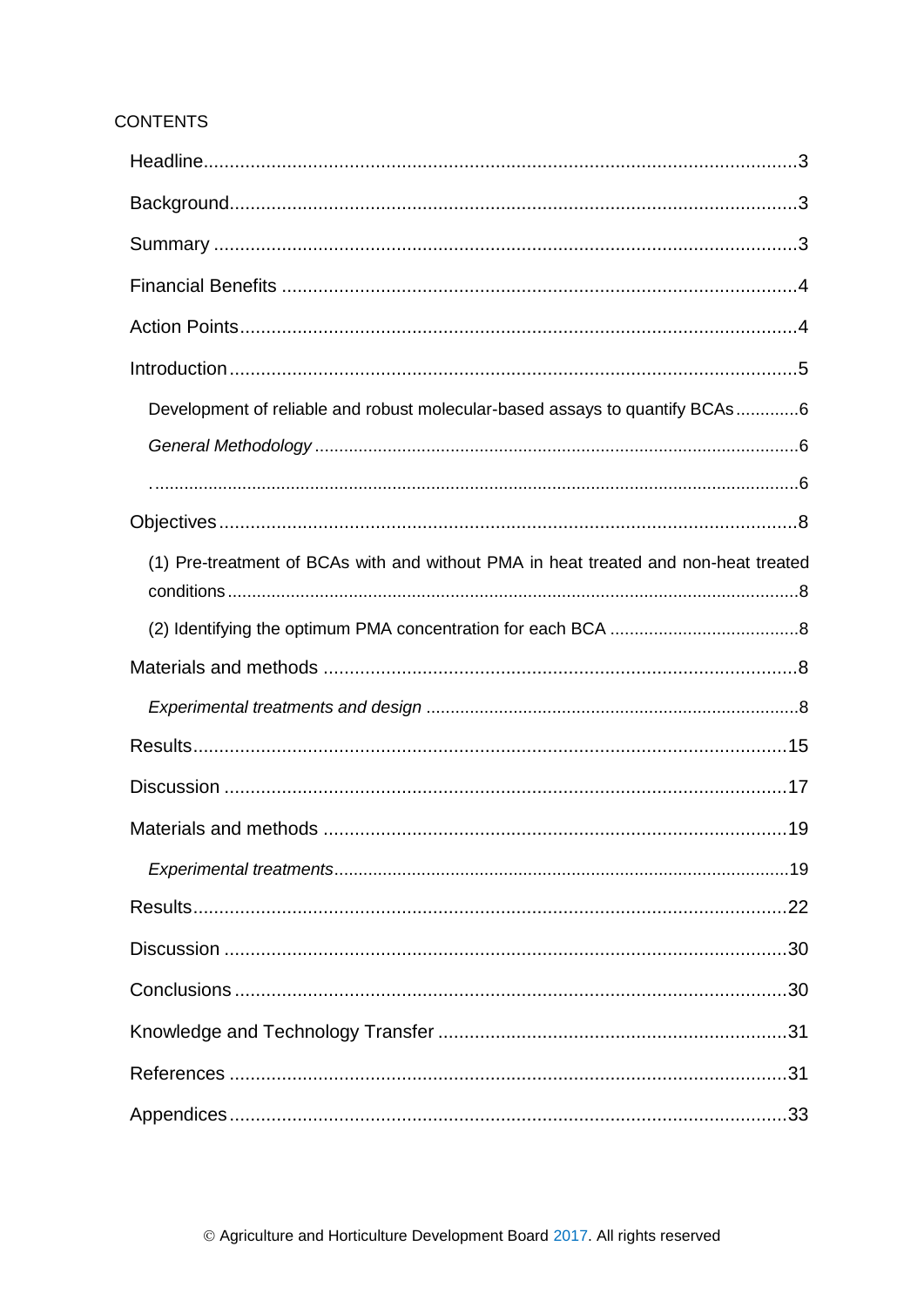CONTENTS

Headline....................................................................................................3

Background...............................................................................................3

Summary ..................................................................................................3

Financial Benefits .....................................................................................4

Action Points.............................................................................................4

Introduction...............................................................................................5

Development of reliable and robust molecular-based assays to quantify BCAs.............6

*General Methodology* ..................................................................................6

.......................................................................................................................6

Objectives..................................................................................................8

(1) Pre-treatment of BCAs with and without PMA in heat treated and non-heat treated conditions....................................................................................................8

(2) Identifying the optimum PMA concentration for each BCA .......................................8

Materials and methods ...............................................................................8

*Experimental treatments and design* ............................................................................8

Results.....................................................................................................15

Discussion ...............................................................................................17

Materials and methods .............................................................................19

*Experimental treatments*.............................................................................................19

Results.....................................................................................................22

Discussion ...............................................................................................30

Conclusions..............................................................................................30

Knowledge and Technology Transfer ........................................................31

References ...............................................................................................31

Appendices...............................................................................................33

© Agriculture and Horticulture Development Board 2017. All rights reserved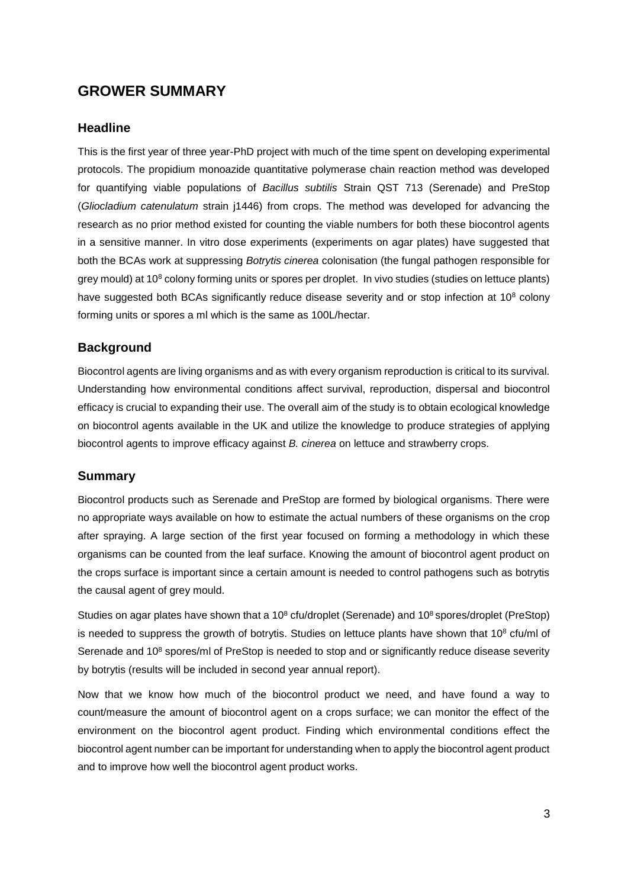# GROWER SUMMARY

## Headline

This is the first year of three year-PhD project with much of the time spent on developing experimental protocols. The propidium monoazide quantitative polymerase chain reaction method was developed for quantifying viable populations of *Bacillus subtilis* Strain QST 713 (Serenade) and PreStop (*Gliocladium catenulatum* strain j1446) from crops. The method was developed for advancing the research as no prior method existed for counting the viable numbers for both these biocontrol agents in a sensitive manner. In vitro dose experiments (experiments on agar plates) have suggested that both the BCAs work at suppressing *Botrytis cinerea* colonisation (the fungal pathogen responsible for grey mould) at $10^8$ colony forming units or spores per droplet. In vivo studies (studies on lettuce plants) have suggested both BCAs significantly reduce disease severity and or stop infection at $10^8$ colony forming units or spores a ml which is the same as 100L/hectar.

## Background

Biocontrol agents are living organisms and as with every organism reproduction is critical to its survival. Understanding how environmental conditions affect survival, reproduction, dispersal and biocontrol efficacy is crucial to expanding their use. The overall aim of the study is to obtain ecological knowledge on biocontrol agents available in the UK and utilize the knowledge to produce strategies of applying biocontrol agents to improve efficacy against *B. cinerea* on lettuce and strawberry crops.

## Summary

Biocontrol products such as Serenade and PreStop are formed by biological organisms. There were no appropriate ways available on how to estimate the actual numbers of these organisms on the crop after spraying. A large section of the first year focused on forming a methodology in which these organisms can be counted from the leaf surface. Knowing the amount of biocontrol agent product on the crops surface is important since a certain amount is needed to control pathogens such as botrytis the causal agent of grey mould.

Studies on agar plates have shown that a $10^8$ cfu/droplet (Serenade) and $10^8$ spores/droplet (PreStop) is needed to suppress the growth of botrytis. Studies on lettuce plants have shown that $10^8$ cfu/ml of Serenade and $10^8$ spores/ml of PreStop is needed to stop and or significantly reduce disease severity by botrytis (results will be included in second year annual report).

Now that we know how much of the biocontrol product we need, and have found a way to count/measure the amount of biocontrol agent on a crops surface; we can monitor the effect of the environment on the biocontrol agent product. Finding which environmental conditions effect the biocontrol agent number can be important for understanding when to apply the biocontrol agent product and to improve how well the biocontrol agent product works.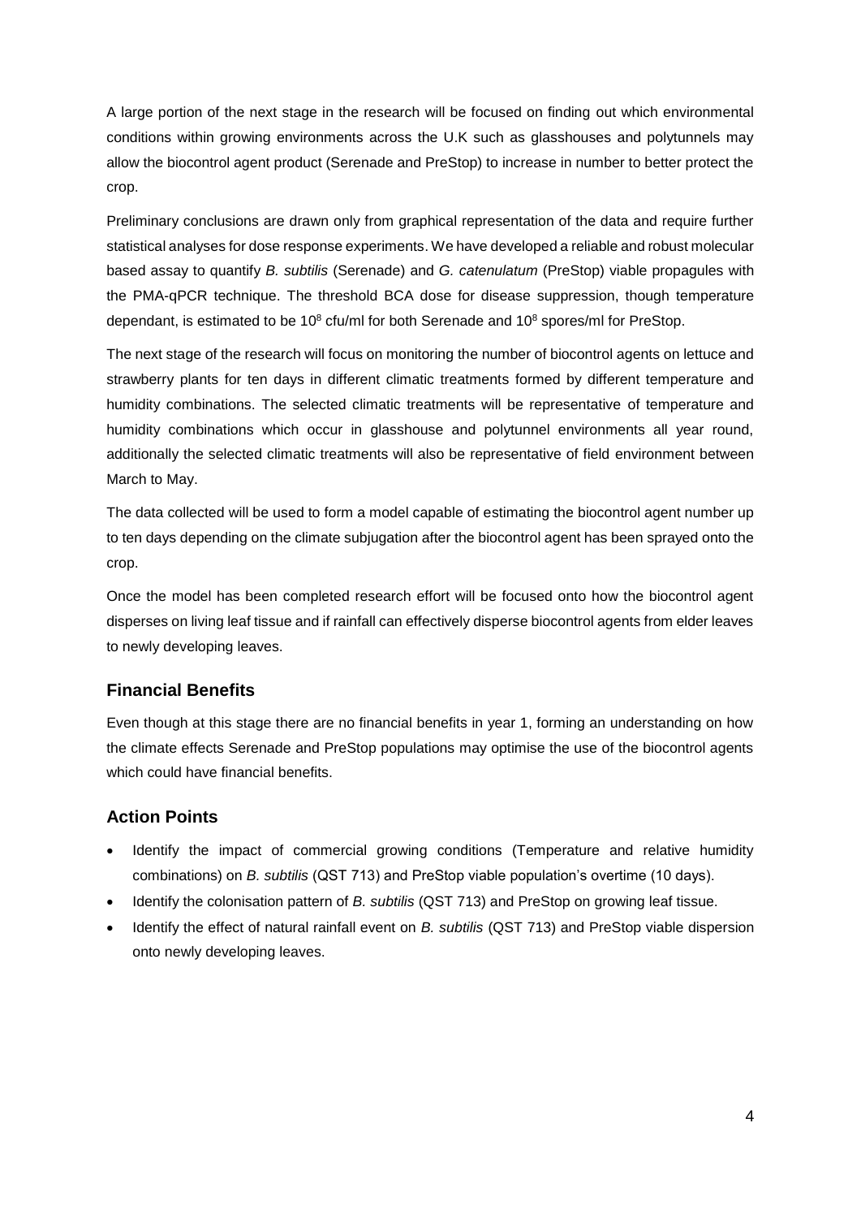A large portion of the next stage in the research will be focused on finding out which environmental conditions within growing environments across the U.K such as glasshouses and polytunnels may allow the biocontrol agent product (Serenade and PreStop) to increase in number to better protect the crop.

Preliminary conclusions are drawn only from graphical representation of the data and require further statistical analyses for dose response experiments. We have developed a reliable and robust molecular based assay to quantify *B. subtilis* (Serenade) and *G. catenulatum* (PreStop) viable propagules with the PMA-qPCR technique. The threshold BCA dose for disease suppression, though temperature dependant, is estimated to be $10^8$ cfu/ml for both Serenade and $10^8$ spores/ml for PreStop.

The next stage of the research will focus on monitoring the number of biocontrol agents on lettuce and strawberry plants for ten days in different climatic treatments formed by different temperature and humidity combinations. The selected climatic treatments will be representative of temperature and humidity combinations which occur in glasshouse and polytunnel environments all year round, additionally the selected climatic treatments will also be representative of field environment between March to May.

The data collected will be used to form a model capable of estimating the biocontrol agent number up to ten days depending on the climate subjugation after the biocontrol agent has been sprayed onto the crop.

Once the model has been completed research effort will be focused onto how the biocontrol agent disperses on living leaf tissue and if rainfall can effectively disperse biocontrol agents from elder leaves to newly developing leaves.

## Financial Benefits

Even though at this stage there are no financial benefits in year 1, forming an understanding on how the climate effects Serenade and PreStop populations may optimise the use of the biocontrol agents which could have financial benefits.

## Action Points

- Identify the impact of commercial growing conditions (Temperature and relative humidity combinations) on *B. subtilis* (QST 713) and PreStop viable population's overtime (10 days).
- Identify the colonisation pattern of *B. subtilis* (QST 713) and PreStop on growing leaf tissue.
- Identify the effect of natural rainfall event on *B. subtilis* (QST 713) and PreStop viable dispersion onto newly developing leaves.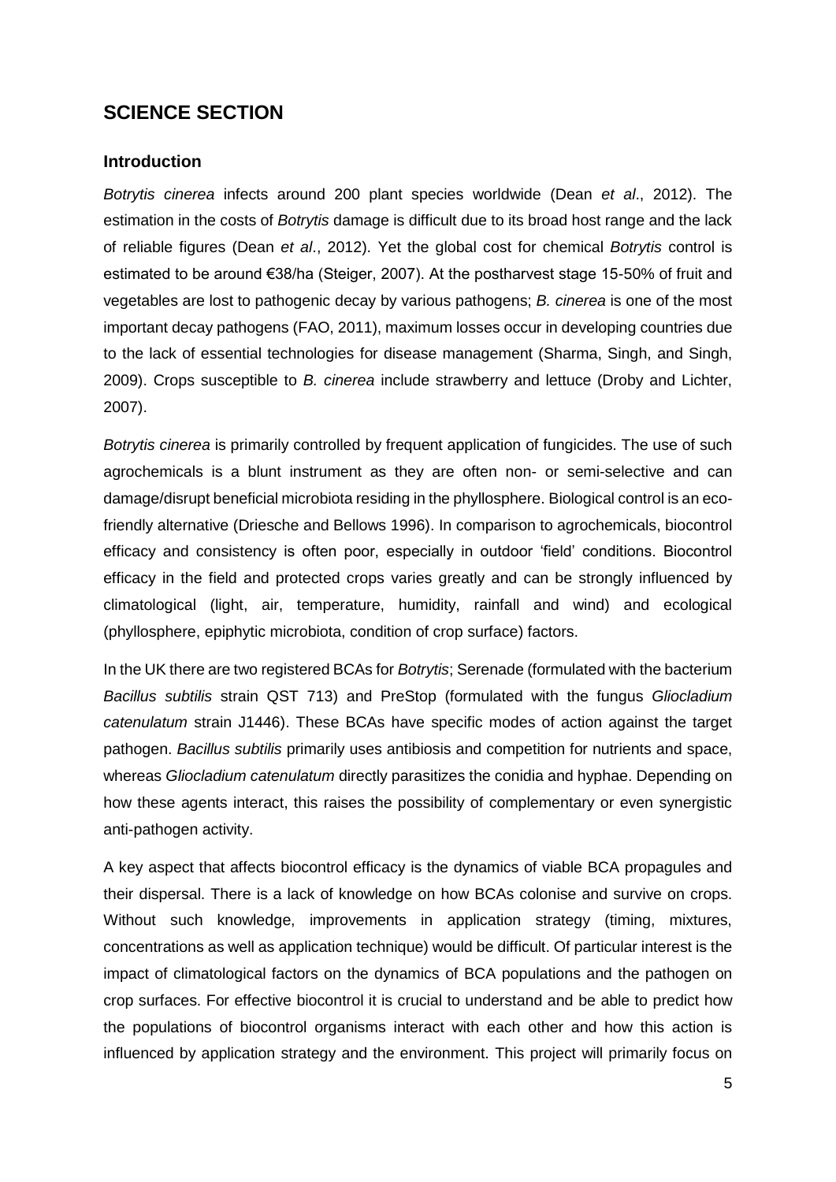## SCIENCE SECTION

### Introduction

*Botrytis cinerea* infects around 200 plant species worldwide (Dean *et al*., 2012). The estimation in the costs of *Botrytis* damage is difficult due to its broad host range and the lack of reliable figures (Dean *et al*., 2012). Yet the global cost for chemical *Botrytis* control is estimated to be around €38/ha (Steiger, 2007). At the postharvest stage 15-50% of fruit and vegetables are lost to pathogenic decay by various pathogens; *B. cinerea* is one of the most important decay pathogens (FAO, 2011), maximum losses occur in developing countries due to the lack of essential technologies for disease management (Sharma, Singh, and Singh, 2009). Crops susceptible to *B. cinerea* include strawberry and lettuce (Droby and Lichter, 2007).

*Botrytis cinerea* is primarily controlled by frequent application of fungicides. The use of such agrochemicals is a blunt instrument as they are often non- or semi-selective and can damage/disrupt beneficial microbiota residing in the phyllosphere. Biological control is an eco-friendly alternative (Driesche and Bellows 1996). In comparison to agrochemicals, biocontrol efficacy and consistency is often poor, especially in outdoor 'field' conditions. Biocontrol efficacy in the field and protected crops varies greatly and can be strongly influenced by climatological (light, air, temperature, humidity, rainfall and wind) and ecological (phyllosphere, epiphytic microbiota, condition of crop surface) factors.

In the UK there are two registered BCAs for *Botrytis*; Serenade (formulated with the bacterium *Bacillus subtilis* strain QST 713) and PreStop (formulated with the fungus *Gliocladium catenulatum* strain J1446). These BCAs have specific modes of action against the target pathogen. *Bacillus subtilis* primarily uses antibiosis and competition for nutrients and space, whereas *Gliocladium catenulatum* directly parasitizes the conidia and hyphae. Depending on how these agents interact, this raises the possibility of complementary or even synergistic anti-pathogen activity.

A key aspect that affects biocontrol efficacy is the dynamics of viable BCA propagules and their dispersal. There is a lack of knowledge on how BCAs colonise and survive on crops. Without such knowledge, improvements in application strategy (timing, mixtures, concentrations as well as application technique) would be difficult. Of particular interest is the impact of climatological factors on the dynamics of BCA populations and the pathogen on crop surfaces. For effective biocontrol it is crucial to understand and be able to predict how the populations of biocontrol organisms interact with each other and how this action is influenced by application strategy and the environment. This project will primarily focus on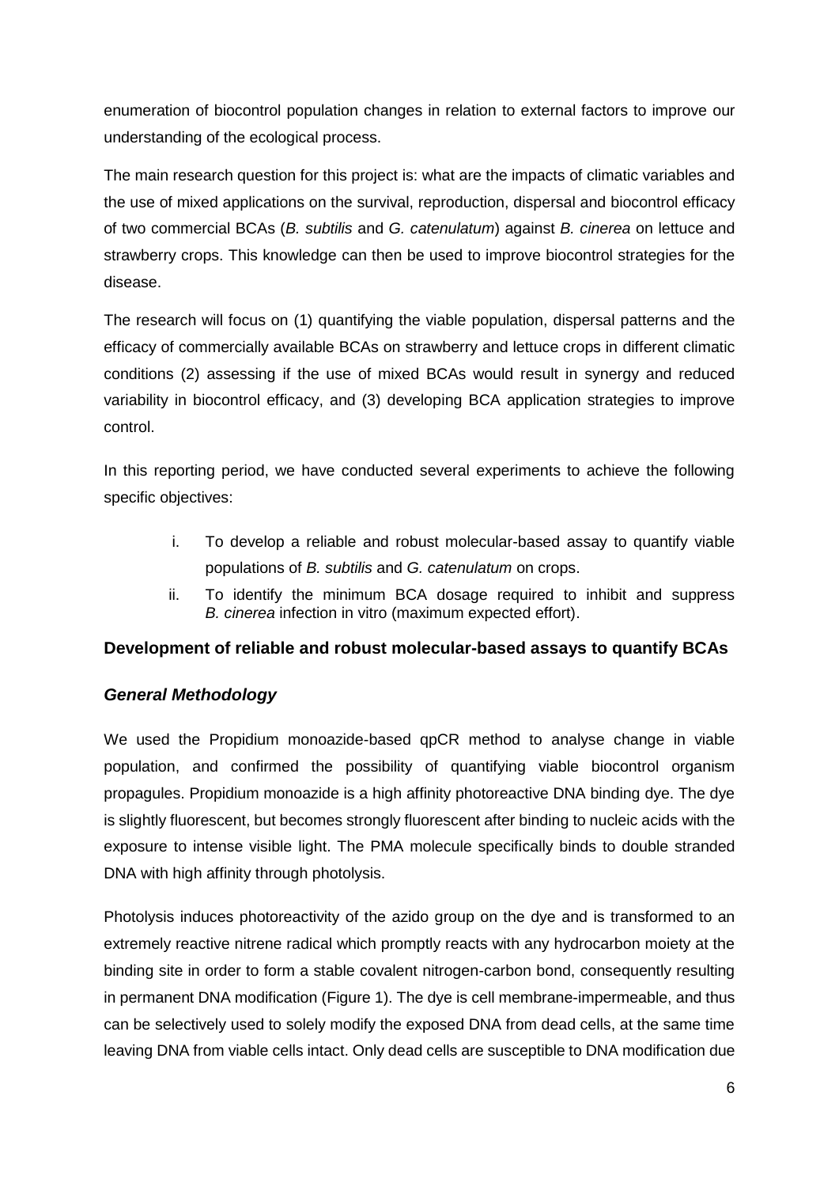enumeration of biocontrol population changes in relation to external factors to improve our understanding of the ecological process.

The main research question for this project is: what are the impacts of climatic variables and the use of mixed applications on the survival, reproduction, dispersal and biocontrol efficacy of two commercial BCAs (*B. subtilis* and *G. catenulatum*) against *B. cinerea* on lettuce and strawberry crops. This knowledge can then be used to improve biocontrol strategies for the disease.

The research will focus on (1) quantifying the viable population, dispersal patterns and the efficacy of commercially available BCAs on strawberry and lettuce crops in different climatic conditions (2) assessing if the use of mixed BCAs would result in synergy and reduced variability in biocontrol efficacy, and (3) developing BCA application strategies to improve control.

In this reporting period, we have conducted several experiments to achieve the following specific objectives:

i. To develop a reliable and robust molecular-based assay to quantify viable populations of *B. subtilis* and *G. catenulatum* on crops.
ii. To identify the minimum BCA dosage required to inhibit and suppress *B. cinerea* infection in vitro (maximum expected effort).

## Development of reliable and robust molecular-based assays to quantify BCAs

### *General Methodology*

We used the Propidium monoazide-based qpCR method to analyse change in viable population, and confirmed the possibility of quantifying viable biocontrol organism propagules. Propidium monoazide is a high affinity photoreactive DNA binding dye. The dye is slightly fluorescent, but becomes strongly fluorescent after binding to nucleic acids with the exposure to intense visible light. The PMA molecule specifically binds to double stranded DNA with high affinity through photolysis.

Photolysis induces photoreactivity of the azido group on the dye and is transformed to an extremely reactive nitrene radical which promptly reacts with any hydrocarbon moiety at the binding site in order to form a stable covalent nitrogen-carbon bond, consequently resulting in permanent DNA modification (Figure 1). The dye is cell membrane-impermeable, and thus can be selectively used to solely modify the exposed DNA from dead cells, at the same time leaving DNA from viable cells intact. Only dead cells are susceptible to DNA modification due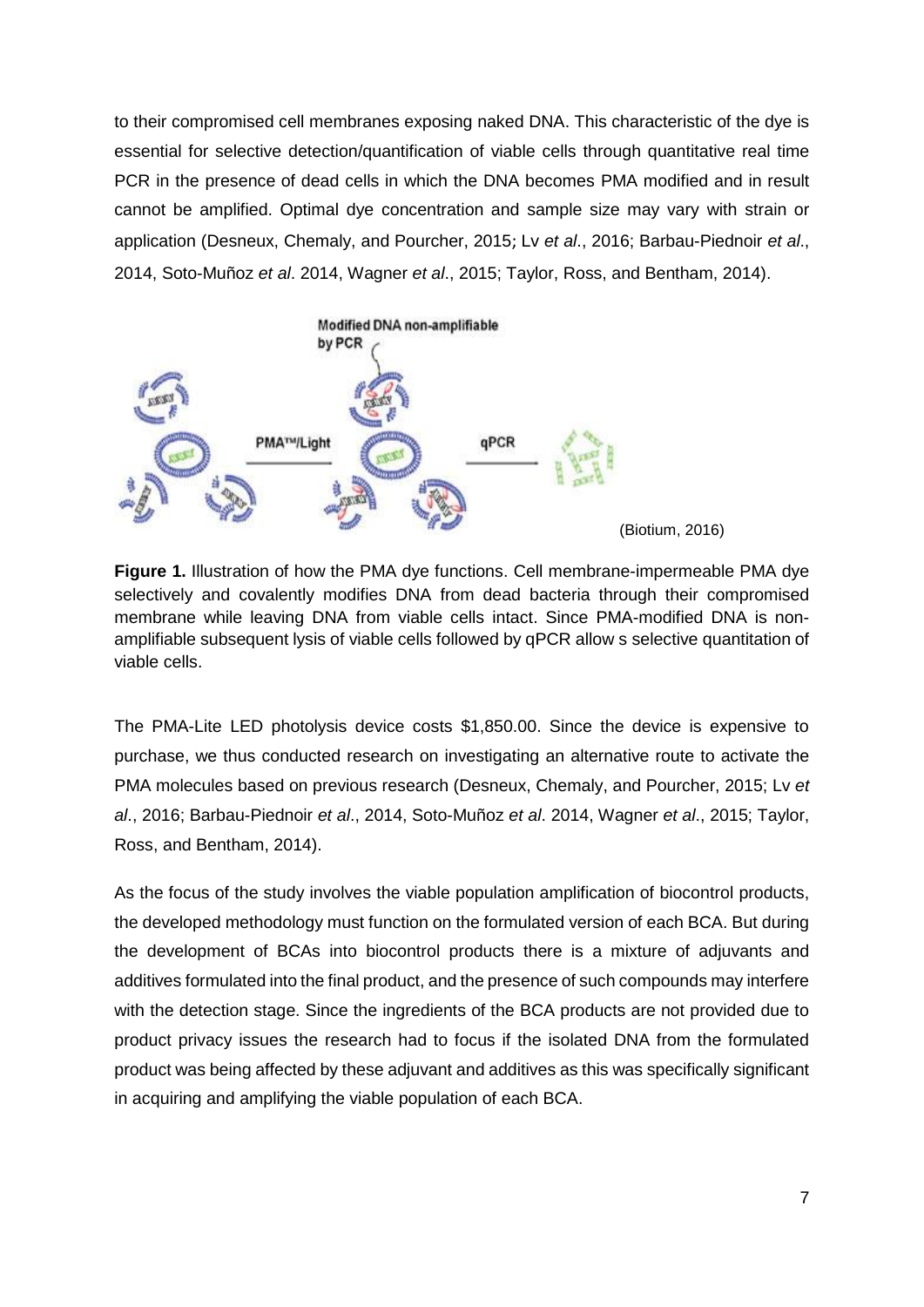to their compromised cell membranes exposing naked DNA. This characteristic of the dye is essential for selective detection/quantification of viable cells through quantitative real time PCR in the presence of dead cells in which the DNA becomes PMA modified and in result cannot be amplified. Optimal dye concentration and sample size may vary with strain or application (Desneux, Chemaly, and Pourcher, 2015; Lv *et al*., 2016; Barbau-Piednoir *et al*., 2014, Soto-Muñoz *et al*. 2014, Wagner *et al*., 2015; Taylor, Ross, and Bentham, 2014).

(Biotium, 2016)

**Figure 1.** Illustration of how the PMA dye functions. Cell membrane-impermeable PMA dye selectively and covalently modifies DNA from dead bacteria through their compromised membrane while leaving DNA from viable cells intact. Since PMA-modified DNA is non-amplifiable subsequent lysis of viable cells followed by qPCR allow s selective quantitation of viable cells.

The PMA-Lite LED photolysis device costs $1,850.00. Since the device is expensive to purchase, we thus conducted research on investigating an alternative route to activate the PMA molecules based on previous research (Desneux, Chemaly, and Pourcher, 2015; Lv *et al*., 2016; Barbau-Piednoir *et al*., 2014, Soto-Muñoz *et al*. 2014, Wagner *et al*., 2015; Taylor, Ross, and Bentham, 2014).

As the focus of the study involves the viable population amplification of biocontrol products, the developed methodology must function on the formulated version of each BCA. But during the development of BCAs into biocontrol products there is a mixture of adjuvants and additives formulated into the final product, and the presence of such compounds may interfere with the detection stage. Since the ingredients of the BCA products are not provided due to product privacy issues the research had to focus if the isolated DNA from the formulated product was being affected by these adjuvant and additives as this was specifically significant in acquiring and amplifying the viable population of each BCA.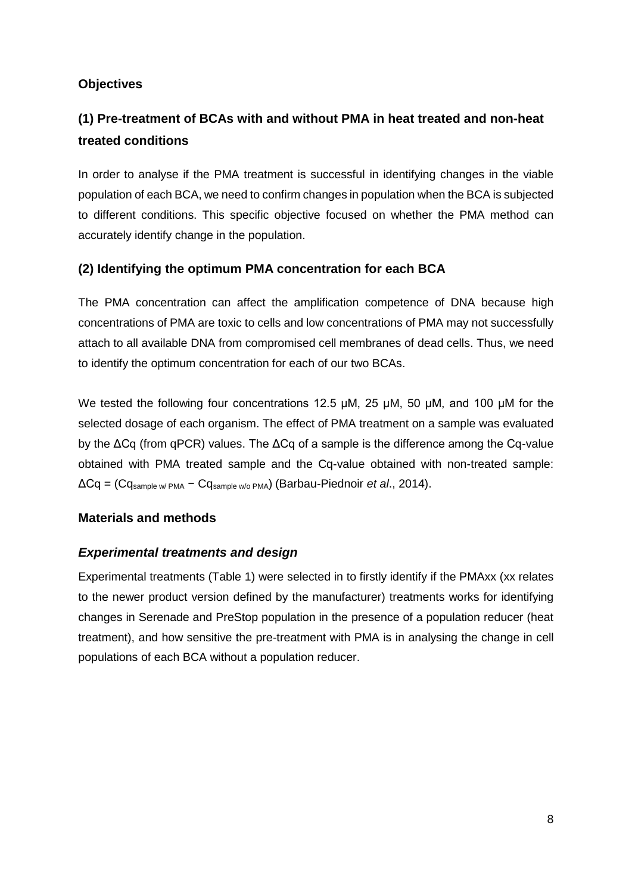## Objectives

### (1) Pre-treatment of BCAs with and without PMA in heat treated and non-heat treated conditions

In order to analyse if the PMA treatment is successful in identifying changes in the viable population of each BCA, we need to confirm changes in population when the BCA is subjected to different conditions. This specific objective focused on whether the PMA method can accurately identify change in the population.

### (2) Identifying the optimum PMA concentration for each BCA

The PMA concentration can affect the amplification competence of DNA because high concentrations of PMA are toxic to cells and low concentrations of PMA may not successfully attach to all available DNA from compromised cell membranes of dead cells. Thus, we need to identify the optimum concentration for each of our two BCAs.

We tested the following four concentrations 12.5 µM, 25 µM, 50 µM, and 100 µM for the selected dosage of each organism. The effect of PMA treatment on a sample was evaluated by the ΔCq (from qPCR) values. The ΔCq of a sample is the difference among the Cq-value obtained with PMA treated sample and the Cq-value obtained with non-treated sample: $\Delta Cq = (Cq_{sample\ w/\ PMA} - Cq_{sample\ w/o\ PMA})$ (Barbau-Piednoir *et al*., 2014).

## Materials and methods

### *Experimental treatments and design*

Experimental treatments (Table 1) were selected in to firstly identify if the PMAxx (xx relates to the newer product version defined by the manufacturer) treatments works for identifying changes in Serenade and PreStop population in the presence of a population reducer (heat treatment), and how sensitive the pre-treatment with PMA is in analysing the change in cell populations of each BCA without a population reducer.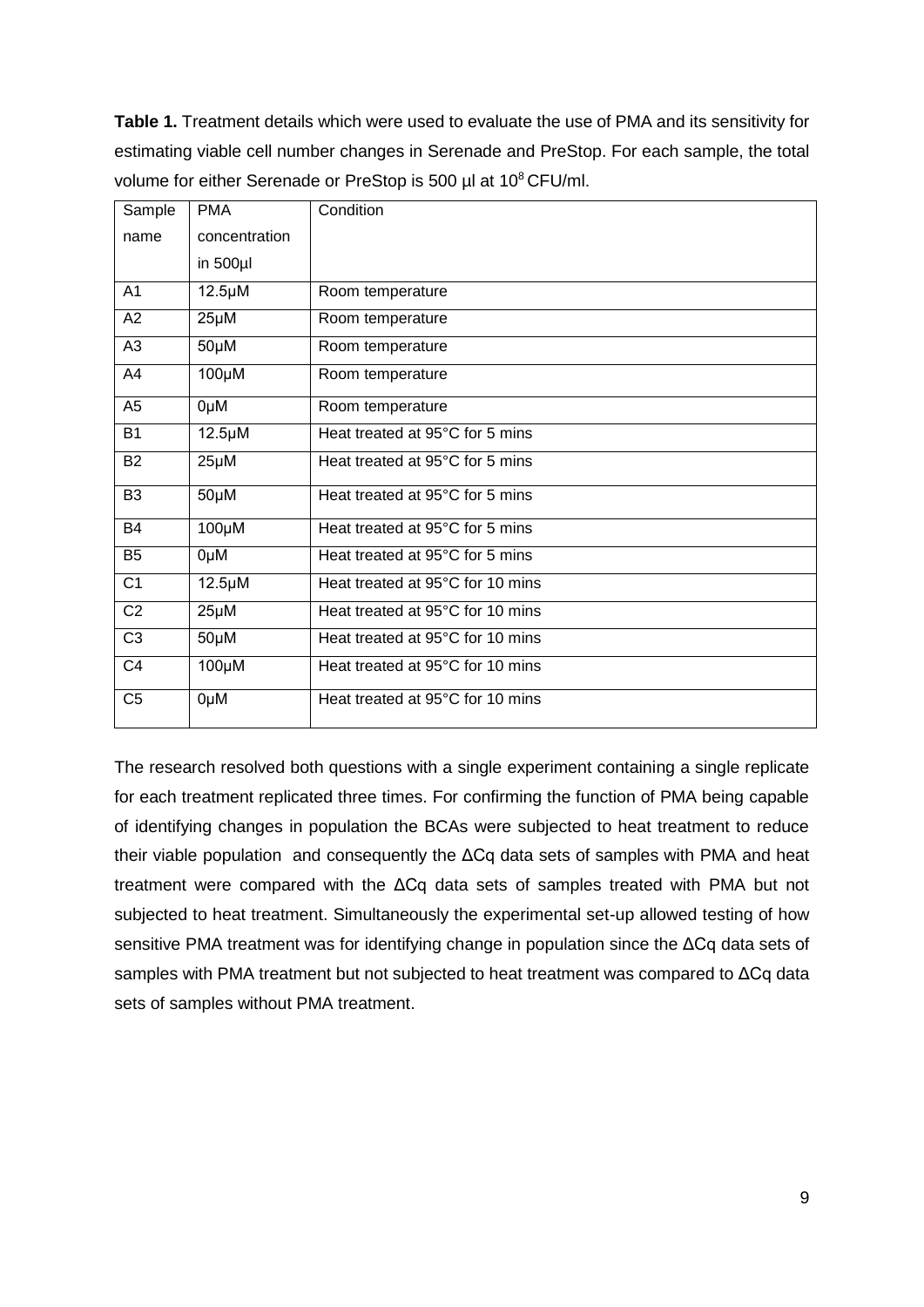**Table 1.** Treatment details which were used to evaluate the use of PMA and its sensitivity for estimating viable cell number changes in Serenade and PreStop. For each sample, the total volume for either Serenade or PreStop is 500 µl at $10^8$ CFU/ml.

| Sample name | PMA concentration in 500µl | Condition |
|---|---|---|
| A1 | 12.5µM | Room temperature |
| A2 | 25µM | Room temperature |
| A3 | 50µM | Room temperature |
| A4 | 100µM | Room temperature |
| A5 | 0µM | Room temperature |
| B1 | 12.5µM | Heat treated at 95°C for 5 mins |
| B2 | 25µM | Heat treated at 95°C for 5 mins |
| B3 | 50µM | Heat treated at 95°C for 5 mins |
| B4 | 100µM | Heat treated at 95°C for 5 mins |
| B5 | 0µM | Heat treated at 95°C for 5 mins |
| C1 | 12.5µM | Heat treated at 95°C for 10 mins |
| C2 | 25µM | Heat treated at 95°C for 10 mins |
| C3 | 50µM | Heat treated at 95°C for 10 mins |
| C4 | 100µM | Heat treated at 95°C for 10 mins |
| C5 | 0µM | Heat treated at 95°C for 10 mins |

The research resolved both questions with a single experiment containing a single replicate for each treatment replicated three times. For confirming the function of PMA being capable of identifying changes in population the BCAs were subjected to heat treatment to reduce their viable population and consequently the ΔCq data sets of samples with PMA and heat treatment were compared with the ΔCq data sets of samples treated with PMA but not subjected to heat treatment. Simultaneously the experimental set-up allowed testing of how sensitive PMA treatment was for identifying change in population since the ΔCq data sets of samples with PMA treatment but not subjected to heat treatment was compared to ΔCq data sets of samples without PMA treatment.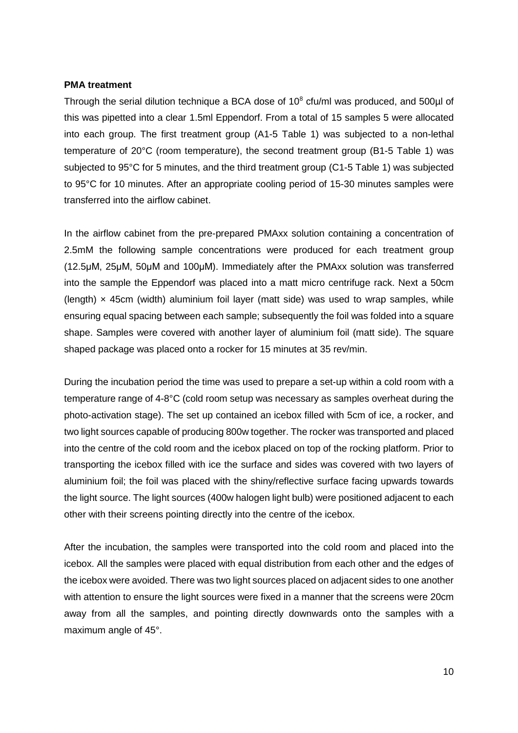**PMA treatment**

Through the serial dilution technique a BCA dose of $10^8$ cfu/ml was produced, and 500µl of this was pipetted into a clear 1.5ml Eppendorf. From a total of 15 samples 5 were allocated into each group. The first treatment group (A1-5 Table 1) was subjected to a non-lethal temperature of 20°C (room temperature), the second treatment group (B1-5 Table 1) was subjected to 95°C for 5 minutes, and the third treatment group (C1-5 Table 1) was subjected to 95°C for 10 minutes. After an appropriate cooling period of 15-30 minutes samples were transferred into the airflow cabinet.

In the airflow cabinet from the pre-prepared PMAxx solution containing a concentration of 2.5mM the following sample concentrations were produced for each treatment group (12.5µM, 25µM, 50µM and 100µM). Immediately after the PMAxx solution was transferred into the sample the Eppendorf was placed into a matt micro centrifuge rack. Next a 50cm (length) × 45cm (width) aluminium foil layer (matt side) was used to wrap samples, while ensuring equal spacing between each sample; subsequently the foil was folded into a square shape. Samples were covered with another layer of aluminium foil (matt side). The square shaped package was placed onto a rocker for 15 minutes at 35 rev/min.

During the incubation period the time was used to prepare a set-up within a cold room with a temperature range of 4-8°C (cold room setup was necessary as samples overheat during the photo-activation stage). The set up contained an icebox filled with 5cm of ice, a rocker, and two light sources capable of producing 800w together. The rocker was transported and placed into the centre of the cold room and the icebox placed on top of the rocking platform. Prior to transporting the icebox filled with ice the surface and sides was covered with two layers of aluminium foil; the foil was placed with the shiny/reflective surface facing upwards towards the light source. The light sources (400w halogen light bulb) were positioned adjacent to each other with their screens pointing directly into the centre of the icebox.

After the incubation, the samples were transported into the cold room and placed into the icebox. All the samples were placed with equal distribution from each other and the edges of the icebox were avoided. There was two light sources placed on adjacent sides to one another with attention to ensure the light sources were fixed in a manner that the screens were 20cm away from all the samples, and pointing directly downwards onto the samples with a maximum angle of 45°.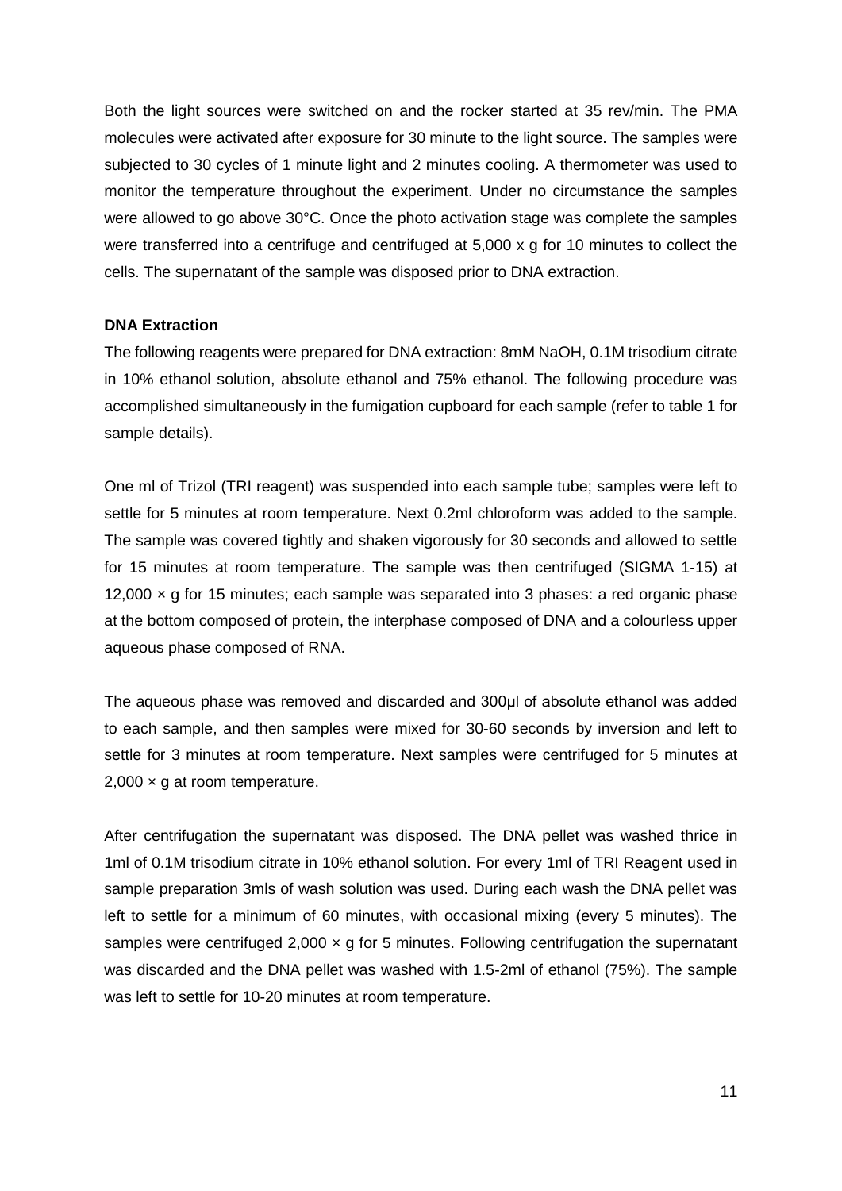Both the light sources were switched on and the rocker started at 35 rev/min. The PMA molecules were activated after exposure for 30 minute to the light source. The samples were subjected to 30 cycles of 1 minute light and 2 minutes cooling. A thermometer was used to monitor the temperature throughout the experiment. Under no circumstance the samples were allowed to go above 30°C. Once the photo activation stage was complete the samples were transferred into a centrifuge and centrifuged at 5,000 x g for 10 minutes to collect the cells. The supernatant of the sample was disposed prior to DNA extraction.

**DNA Extraction**

The following reagents were prepared for DNA extraction: 8mM NaOH, 0.1M trisodium citrate in 10% ethanol solution, absolute ethanol and 75% ethanol. The following procedure was accomplished simultaneously in the fumigation cupboard for each sample (refer to table 1 for sample details).

One ml of Trizol (TRI reagent) was suspended into each sample tube; samples were left to settle for 5 minutes at room temperature. Next 0.2ml chloroform was added to the sample. The sample was covered tightly and shaken vigorously for 30 seconds and allowed to settle for 15 minutes at room temperature. The sample was then centrifuged (SIGMA 1-15) at 12,000 × g for 15 minutes; each sample was separated into 3 phases: a red organic phase at the bottom composed of protein, the interphase composed of DNA and a colourless upper aqueous phase composed of RNA.

The aqueous phase was removed and discarded and 300μl of absolute ethanol was added to each sample, and then samples were mixed for 30-60 seconds by inversion and left to settle for 3 minutes at room temperature. Next samples were centrifuged for 5 minutes at 2,000 × g at room temperature.

After centrifugation the supernatant was disposed. The DNA pellet was washed thrice in 1ml of 0.1M trisodium citrate in 10% ethanol solution. For every 1ml of TRI Reagent used in sample preparation 3mls of wash solution was used. During each wash the DNA pellet was left to settle for a minimum of 60 minutes, with occasional mixing (every 5 minutes). The samples were centrifuged 2,000 × g for 5 minutes. Following centrifugation the supernatant was discarded and the DNA pellet was washed with 1.5-2ml of ethanol (75%). The sample was left to settle for 10-20 minutes at room temperature.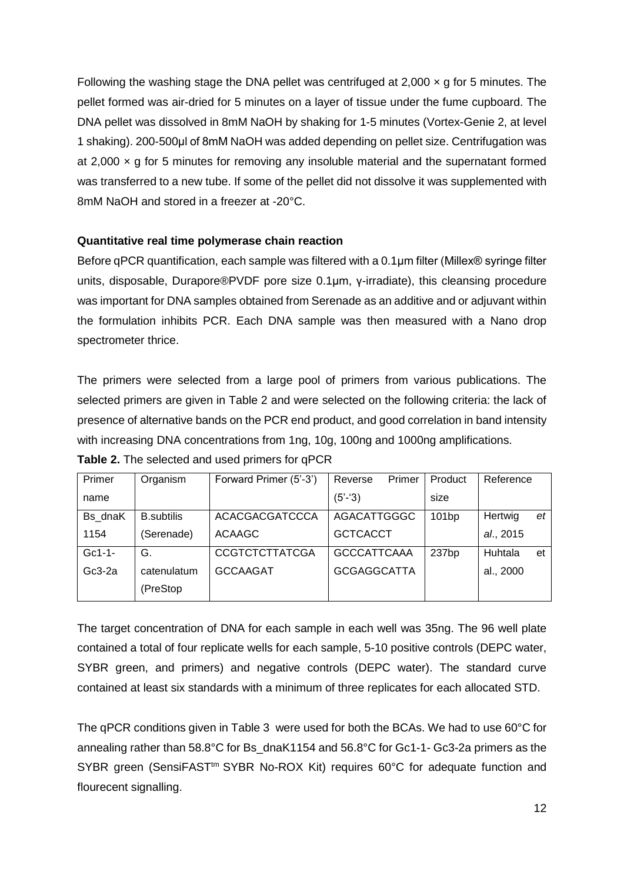Following the washing stage the DNA pellet was centrifuged at 2,000 × g for 5 minutes. The pellet formed was air-dried for 5 minutes on a layer of tissue under the fume cupboard. The DNA pellet was dissolved in 8mM NaOH by shaking for 1-5 minutes (Vortex-Genie 2, at level 1 shaking). 200-500µl of 8mM NaOH was added depending on pellet size. Centrifugation was at 2,000 × g for 5 minutes for removing any insoluble material and the supernatant formed was transferred to a new tube. If some of the pellet did not dissolve it was supplemented with 8mM NaOH and stored in a freezer at -20°C.

**Quantitative real time polymerase chain reaction**

Before qPCR quantification, each sample was filtered with a 0.1µm filter (Millex® syringe filter units, disposable, Durapore®PVDF pore size 0.1µm, γ-irradiate), this cleansing procedure was important for DNA samples obtained from Serenade as an additive and or adjuvant within the formulation inhibits PCR. Each DNA sample was then measured with a Nano drop spectrometer thrice.

The primers were selected from a large pool of primers from various publications. The selected primers are given in Table 2 and were selected on the following criteria: the lack of presence of alternative bands on the PCR end product, and good correlation in band intensity with increasing DNA concentrations from 1ng, 10g, 100ng and 1000ng amplifications.

**Table 2.** The selected and used primers for qPCR

| Primer name | Organism | Forward Primer (5'-3') | Reverse Primer (5'-'3) | Product size | Reference |
|---|---|---|---|---|---|
| Bs_dnaK 1154 | B.subtilis (Serenade) | ACACGACGATCCCA ACAAGC | AGACATTGGGC GCTCACCT | 101bp | Hertwig *et al*., 2015 |
| Gc1-1-Gc3-2a | G. catenulatum (PreStop | CCGTCTCTTATCGA GCCAAGAT | GCCCATTCAAA GCGAGGCATTA | 237bp | Huhtala et al., 2000 |

The target concentration of DNA for each sample in each well was 35ng. The 96 well plate contained a total of four replicate wells for each sample, 5-10 positive controls (DEPC water, SYBR green, and primers) and negative controls (DEPC water). The standard curve contained at least six standards with a minimum of three replicates for each allocated STD.

The qPCR conditions given in Table 3 were used for both the BCAs. We had to use 60°C for annealing rather than 58.8°C for Bs_dnaK1154 and 56.8°C for Gc1-1- Gc3-2a primers as the SYBR green (SensiFAST™ SYBR No-ROX Kit) requires 60°C for adequate function and flourecent signalling.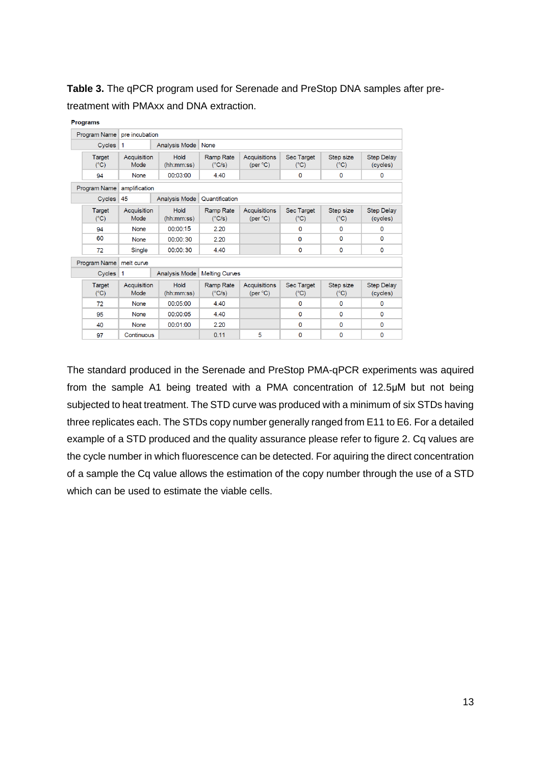**Table 3.** The qPCR program used for Serenade and PreStop DNA samples after pre-treatment with PMAxx and DNA extraction.

**Programs**

| Program Name | pre incubation | | | | | | |
|---|---|---|---|---|---|---|---|
| Cycles | 1 | Analysis Mode | None | | | | |
| Target (°C) | Acquisition Mode | Hold (hh:mm:ss) | Ramp Rate (°C/s) | Acquisitions (per °C) | Sec Target (°C) | Step size (°C) | Step Delay (cycles) |
| 94 | None | 00:03:00 | 4.40 | | 0 | 0 | 0 |

| Program Name | amplification | | | | | | |
|---|---|---|---|---|---|---|---|
| Cycles | 45 | Analysis Mode | Quantification | | | | |
| Target (°C) | Acquisition Mode | Hold (hh:mm:ss) | Ramp Rate (°C/s) | Acquisitions (per °C) | Sec Target (°C) | Step size (°C) | Step Delay (cycles) |
| 94 | None | 00:00:15 | 2.20 | | 0 | 0 | 0 |
| 60 | None | 00:00:30 | 2.20 | | 0 | 0 | 0 |
| 72 | Single | 00:00:30 | 4.40 | | 0 | 0 | 0 |

| Program Name | melt curve | | | | | | |
|---|---|---|---|---|---|---|---|
| Cycles | 1 | Analysis Mode | Melting Curves | | | | |
| Target (°C) | Acquisition Mode | Hold (hh:mm:ss) | Ramp Rate (°C/s) | Acquisitions (per °C) | Sec Target (°C) | Step size (°C) | Step Delay (cycles) |
| 72 | None | 00:05:00 | 4.40 | | 0 | 0 | 0 |
| 95 | None | 00:00:05 | 4.40 | | 0 | 0 | 0 |
| 40 | None | 00:01:00 | 2.20 | | 0 | 0 | 0 |
| 97 | Continuous | | 0.11 | 5 | 0 | 0 | 0 |

The standard produced in the Serenade and PreStop PMA-qPCR experiments was aquired from the sample A1 being treated with a PMA concentration of 12.5µM but not being subjected to heat treatment. The STD curve was produced with a minimum of six STDs having three replicates each. The STDs copy number generally ranged from E11 to E6. For a detailed example of a STD produced and the quality assurance please refer to figure 2. Cq values are the cycle number in which fluorescence can be detected. For aquiring the direct concentration of a sample the Cq value allows the estimation of the copy number through the use of a STD which can be used to estimate the viable cells.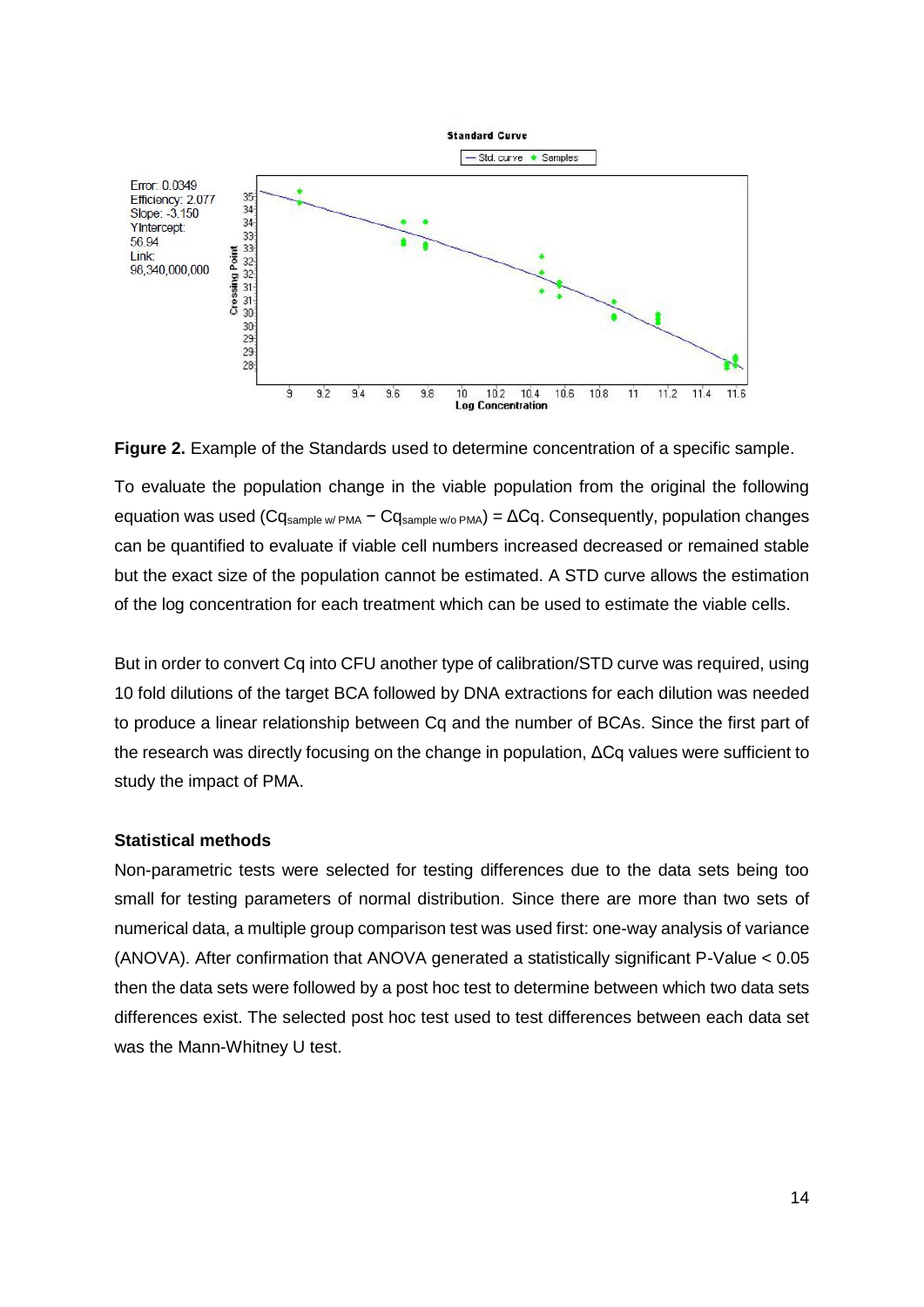**Figure 2.** Example of the Standards used to determine concentration of a specific sample.

To evaluate the population change in the viable population from the original the following equation was used ($Cq_{sample\ w/\ PMA} - Cq_{sample\ w/o\ PMA}$) = ΔCq. Consequently, population changes can be quantified to evaluate if viable cell numbers increased decreased or remained stable but the exact size of the population cannot be estimated. A STD curve allows the estimation of the log concentration for each treatment which can be used to estimate the viable cells.

But in order to convert Cq into CFU another type of calibration/STD curve was required, using 10 fold dilutions of the target BCA followed by DNA extractions for each dilution was needed to produce a linear relationship between Cq and the number of BCAs. Since the first part of the research was directly focusing on the change in population, ΔCq values were sufficient to study the impact of PMA.

### Statistical methods

Non-parametric tests were selected for testing differences due to the data sets being too small for testing parameters of normal distribution. Since there are more than two sets of numerical data, a multiple group comparison test was used first: one-way analysis of variance (ANOVA). After confirmation that ANOVA generated a statistically significant P-Value $< 0.05$ then the data sets were followed by a post hoc test to determine between which two data sets differences exist. The selected post hoc test used to test differences between each data set was the Mann-Whitney U test.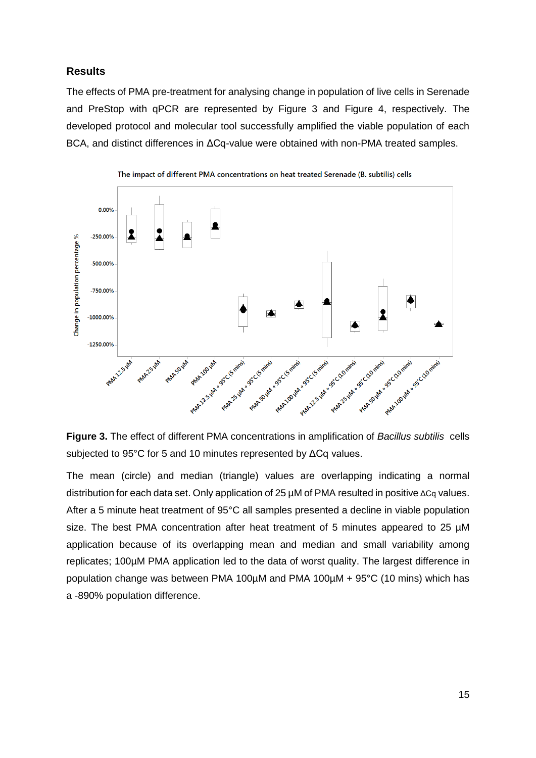## Results

The effects of PMA pre-treatment for analysing change in population of live cells in Serenade and PreStop with qPCR are represented by Figure 3 and Figure 4, respectively. The developed protocol and molecular tool successfully amplified the viable population of each BCA, and distinct differences in ΔCq-value were obtained with non-PMA treated samples.

**Figure 3.** The effect of different PMA concentrations in amplification of *Bacillus subtilis* cells subjected to 95°C for 5 and 10 minutes represented by ΔCq values.

The mean (circle) and median (triangle) values are overlapping indicating a normal distribution for each data set. Only application of 25 µM of PMA resulted in positive ΔCq values. After a 5 minute heat treatment of 95°C all samples presented a decline in viable population size. The best PMA concentration after heat treatment of 5 minutes appeared to 25 µM application because of its overlapping mean and median and small variability among replicates; 100µM PMA application led to the data of worst quality. The largest difference in population change was between PMA 100µM and PMA 100µM + 95°C (10 mins) which has a -890% population difference.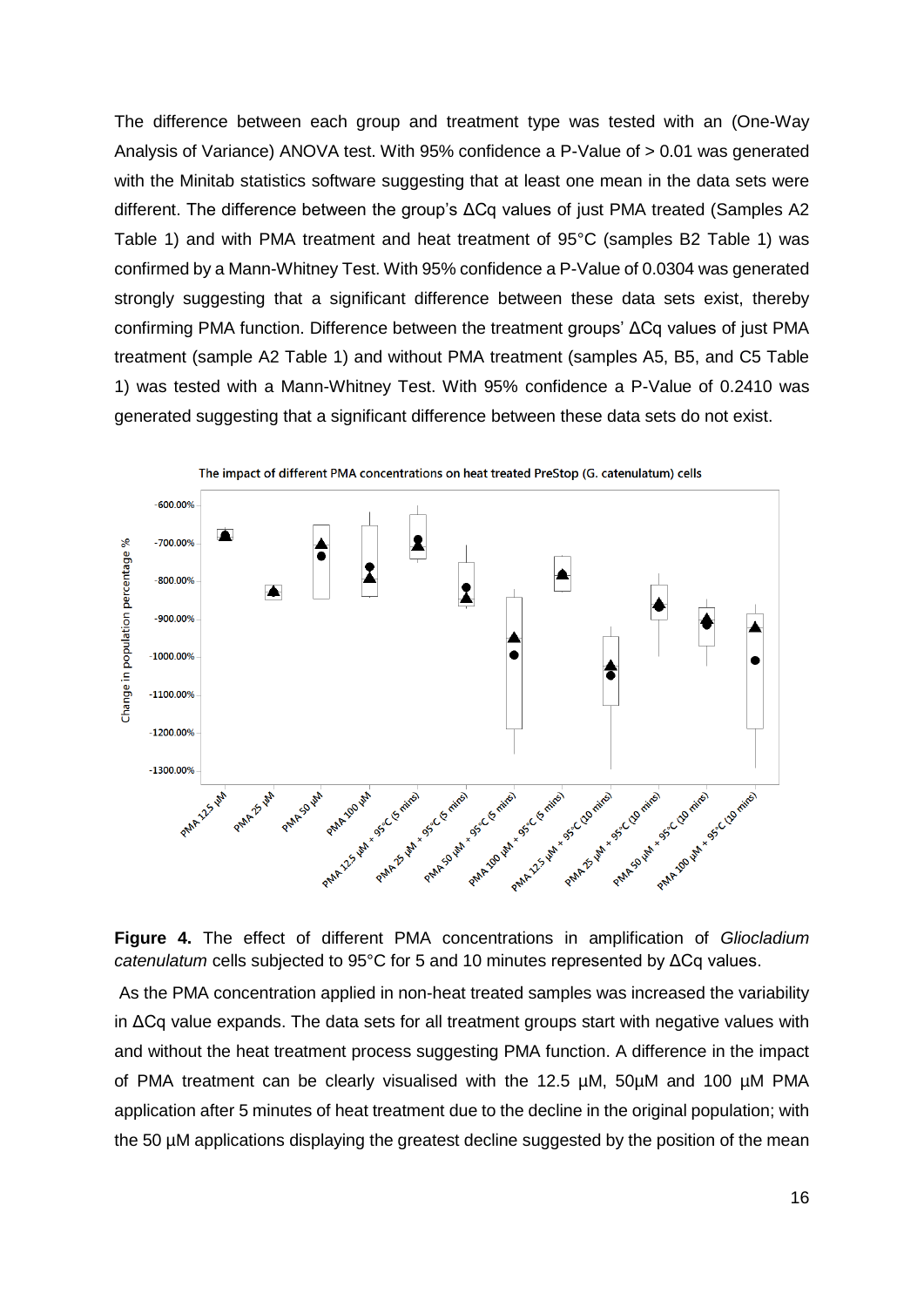The difference between each group and treatment type was tested with an (One-Way Analysis of Variance) ANOVA test. With 95% confidence a P-Value of > 0.01 was generated with the Minitab statistics software suggesting that at least one mean in the data sets were different. The difference between the group's ΔCq values of just PMA treated (Samples A2 Table 1) and with PMA treatment and heat treatment of 95°C (samples B2 Table 1) was confirmed by a Mann-Whitney Test. With 95% confidence a P-Value of 0.0304 was generated strongly suggesting that a significant difference between these data sets exist, thereby confirming PMA function. Difference between the treatment groups' ΔCq values of just PMA treatment (sample A2 Table 1) and without PMA treatment (samples A5, B5, and C5 Table 1) was tested with a Mann-Whitney Test. With 95% confidence a P-Value of 0.2410 was generated suggesting that a significant difference between these data sets do not exist.

**Figure 4.** The effect of different PMA concentrations in amplification of *Gliocladium catenulatum* cells subjected to 95°C for 5 and 10 minutes represented by ΔCq values.

As the PMA concentration applied in non-heat treated samples was increased the variability in ΔCq value expands. The data sets for all treatment groups start with negative values with and without the heat treatment process suggesting PMA function. A difference in the impact of PMA treatment can be clearly visualised with the 12.5 µM, 50µM and 100 µM PMA application after 5 minutes of heat treatment due to the decline in the original population; with the 50 µM applications displaying the greatest decline suggested by the position of the mean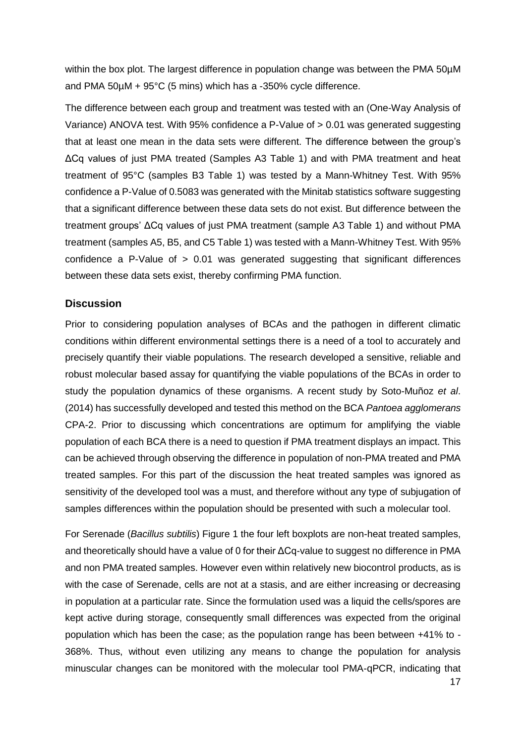within the box plot. The largest difference in population change was between the PMA 50µM and PMA 50µM + 95°C (5 mins) which has a -350% cycle difference.

The difference between each group and treatment was tested with an (One-Way Analysis of Variance) ANOVA test. With 95% confidence a P-Value of > 0.01 was generated suggesting that at least one mean in the data sets were different. The difference between the group's ΔCq values of just PMA treated (Samples A3 Table 1) and with PMA treatment and heat treatment of 95°C (samples B3 Table 1) was tested by a Mann-Whitney Test. With 95% confidence a P-Value of 0.5083 was generated with the Minitab statistics software suggesting that a significant difference between these data sets do not exist. But difference between the treatment groups' ΔCq values of just PMA treatment (sample A3 Table 1) and without PMA treatment (samples A5, B5, and C5 Table 1) was tested with a Mann-Whitney Test. With 95% confidence a P-Value of > 0.01 was generated suggesting that significant differences between these data sets exist, thereby confirming PMA function.

## Discussion

Prior to considering population analyses of BCAs and the pathogen in different climatic conditions within different environmental settings there is a need of a tool to accurately and precisely quantify their viable populations. The research developed a sensitive, reliable and robust molecular based assay for quantifying the viable populations of the BCAs in order to study the population dynamics of these organisms. A recent study by Soto-Muñoz *et al*. (2014) has successfully developed and tested this method on the BCA *Pantoea agglomerans* CPA-2. Prior to discussing which concentrations are optimum for amplifying the viable population of each BCA there is a need to question if PMA treatment displays an impact. This can be achieved through observing the difference in population of non-PMA treated and PMA treated samples. For this part of the discussion the heat treated samples was ignored as sensitivity of the developed tool was a must, and therefore without any type of subjugation of samples differences within the population should be presented with such a molecular tool.

For Serenade (*Bacillus subtilis*) Figure 1 the four left boxplots are non-heat treated samples, and theoretically should have a value of 0 for their ΔCq-value to suggest no difference in PMA and non PMA treated samples. However even within relatively new biocontrol products, as is with the case of Serenade, cells are not at a stasis, and are either increasing or decreasing in population at a particular rate. Since the formulation used was a liquid the cells/spores are kept active during storage, consequently small differences was expected from the original population which has been the case; as the population range has been between +41% to -368%. Thus, without even utilizing any means to change the population for analysis minuscular changes can be monitored with the molecular tool PMA-qPCR, indicating that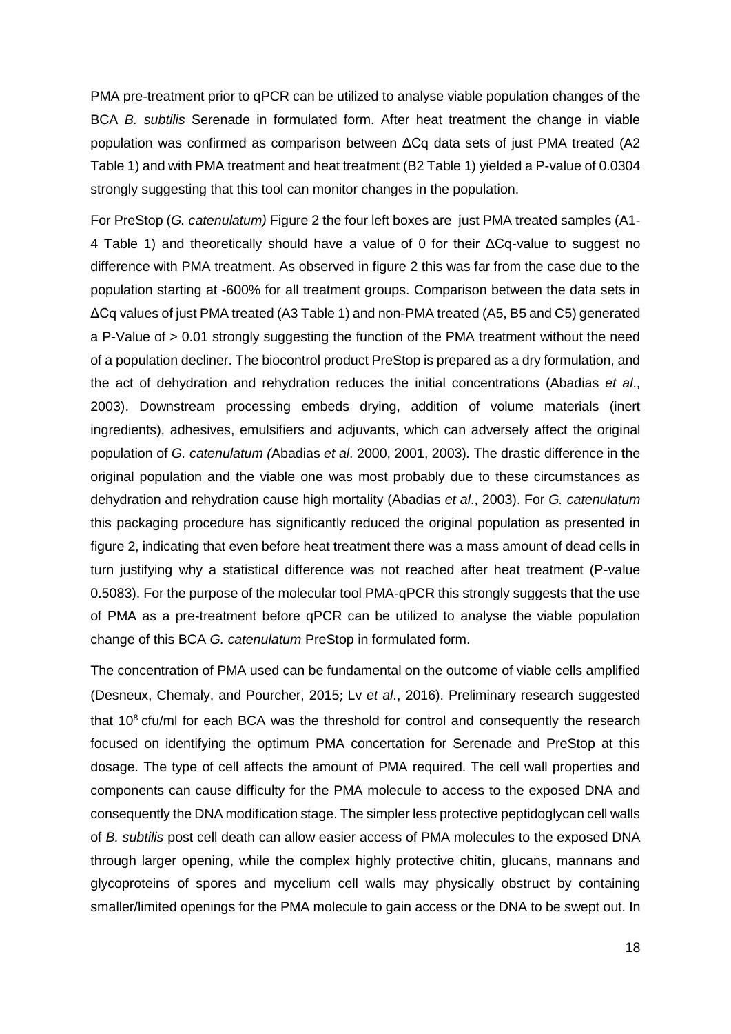PMA pre-treatment prior to qPCR can be utilized to analyse viable population changes of the BCA *B. subtilis* Serenade in formulated form. After heat treatment the change in viable population was confirmed as comparison between ΔCq data sets of just PMA treated (A2 Table 1) and with PMA treatment and heat treatment (B2 Table 1) yielded a P-value of 0.0304 strongly suggesting that this tool can monitor changes in the population.

For PreStop (*G. catenulatum)* Figure 2 the four left boxes are just PMA treated samples (A1-4 Table 1) and theoretically should have a value of 0 for their ΔCq-value to suggest no difference with PMA treatment. As observed in figure 2 this was far from the case due to the population starting at -600% for all treatment groups. Comparison between the data sets in ΔCq values of just PMA treated (A3 Table 1) and non-PMA treated (A5, B5 and C5) generated a P-Value of > 0.01 strongly suggesting the function of the PMA treatment without the need of a population decliner. The biocontrol product PreStop is prepared as a dry formulation, and the act of dehydration and rehydration reduces the initial concentrations (Abadias *et al*., 2003). Downstream processing embeds drying, addition of volume materials (inert ingredients), adhesives, emulsifiers and adjuvants, which can adversely affect the original population of *G. catenulatum (*Abadias *et al*. 2000, 2001, 2003)*.* The drastic difference in the original population and the viable one was most probably due to these circumstances as dehydration and rehydration cause high mortality (Abadias *et al*., 2003). For *G. catenulatum* this packaging procedure has significantly reduced the original population as presented in figure 2, indicating that even before heat treatment there was a mass amount of dead cells in turn justifying why a statistical difference was not reached after heat treatment (P-value 0.5083). For the purpose of the molecular tool PMA-qPCR this strongly suggests that the use of PMA as a pre-treatment before qPCR can be utilized to analyse the viable population change of this BCA *G. catenulatum* PreStop in formulated form.

The concentration of PMA used can be fundamental on the outcome of viable cells amplified (Desneux, Chemaly, and Pourcher, 2015; Lv *et al*., 2016). Preliminary research suggested that $10^8$ cfu/ml for each BCA was the threshold for control and consequently the research focused on identifying the optimum PMA concertation for Serenade and PreStop at this dosage. The type of cell affects the amount of PMA required. The cell wall properties and components can cause difficulty for the PMA molecule to access to the exposed DNA and consequently the DNA modification stage. The simpler less protective peptidoglycan cell walls of *B. subtilis* post cell death can allow easier access of PMA molecules to the exposed DNA through larger opening, while the complex highly protective chitin, glucans, mannans and glycoproteins of spores and mycelium cell walls may physically obstruct by containing smaller/limited openings for the PMA molecule to gain access or the DNA to be swept out. In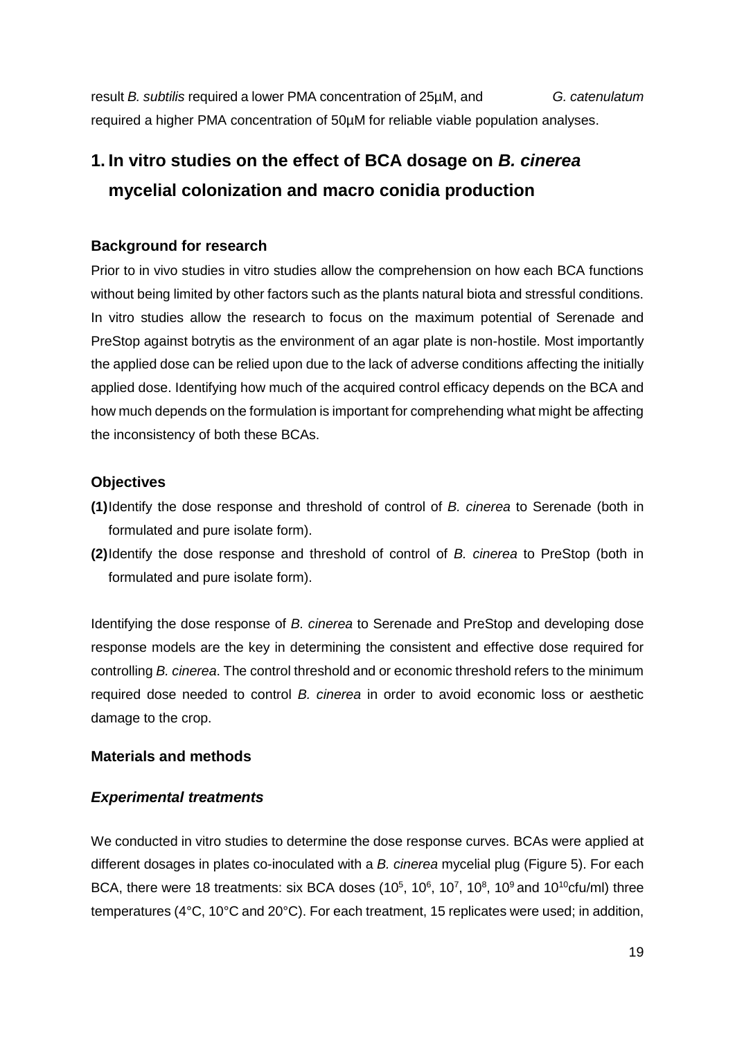result *B. subtilis* required a lower PMA concentration of 25µM, and *G. catenulatum* required a higher PMA concentration of 50µM for reliable viable population analyses.

# 1. In vitro studies on the effect of BCA dosage on *B. cinerea* mycelial colonization and macro conidia production

### Background for research

Prior to in vivo studies in vitro studies allow the comprehension on how each BCA functions without being limited by other factors such as the plants natural biota and stressful conditions. In vitro studies allow the research to focus on the maximum potential of Serenade and PreStop against botrytis as the environment of an agar plate is non-hostile. Most importantly the applied dose can be relied upon due to the lack of adverse conditions affecting the initially applied dose. Identifying how much of the acquired control efficacy depends on the BCA and how much depends on the formulation is important for comprehending what might be affecting the inconsistency of both these BCAs.

### Objectives

**(1)** Identify the dose response and threshold of control of *B. cinerea* to Serenade (both in formulated and pure isolate form).

**(2)** Identify the dose response and threshold of control of *B. cinerea* to PreStop (both in formulated and pure isolate form).

Identifying the dose response of *B. cinerea* to Serenade and PreStop and developing dose response models are the key in determining the consistent and effective dose required for controlling *B. cinerea*. The control threshold and or economic threshold refers to the minimum required dose needed to control *B. cinerea* in order to avoid economic loss or aesthetic damage to the crop.

### Materials and methods

#### *Experimental treatments*

We conducted in vitro studies to determine the dose response curves. BCAs were applied at different dosages in plates co-inoculated with a *B. cinerea* mycelial plug (Figure 5). For each BCA, there were 18 treatments: six BCA doses ($10^5$, $10^6$, $10^7$, $10^8$, $10^9$ and $10^{10}$cfu/ml) three temperatures (4°C, 10°C and 20°C). For each treatment, 15 replicates were used; in addition,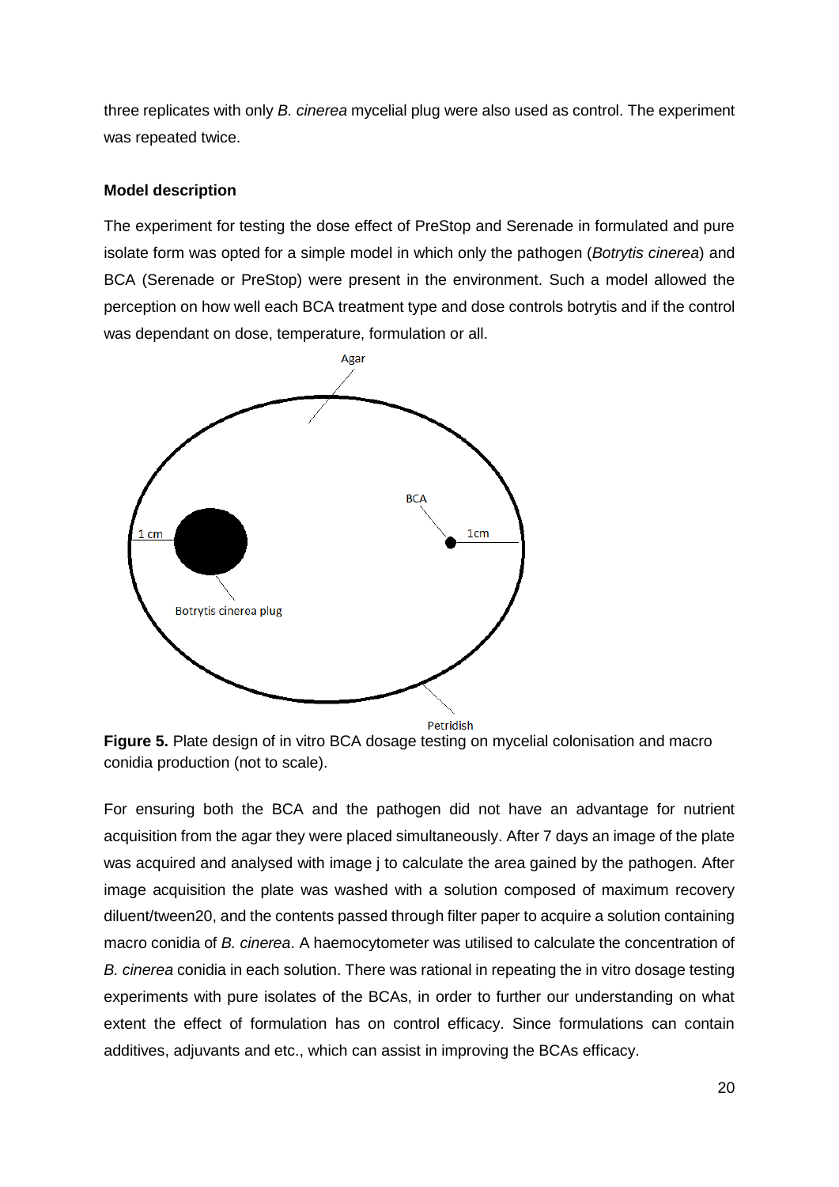three replicates with only *B. cinerea* mycelial plug were also used as control. The experiment was repeated twice.

**Model description**

The experiment for testing the dose effect of PreStop and Serenade in formulated and pure isolate form was opted for a simple model in which only the pathogen (*Botrytis cinerea*) and BCA (Serenade or PreStop) were present in the environment. Such a model allowed the perception on how well each BCA treatment type and dose controls botrytis and if the control was dependant on dose, temperature, formulation or all.

**Figure 5.** Plate design of in vitro BCA dosage testing on mycelial colonisation and macro conidia production (not to scale).

For ensuring both the BCA and the pathogen did not have an advantage for nutrient acquisition from the agar they were placed simultaneously. After 7 days an image of the plate was acquired and analysed with image j to calculate the area gained by the pathogen. After image acquisition the plate was washed with a solution composed of maximum recovery diluent/tween20, and the contents passed through filter paper to acquire a solution containing macro conidia of *B. cinerea*. A haemocytometer was utilised to calculate the concentration of *B. cinerea* conidia in each solution. There was rational in repeating the in vitro dosage testing experiments with pure isolates of the BCAs, in order to further our understanding on what extent the effect of formulation has on control efficacy. Since formulations can contain additives, adjuvants and etc., which can assist in improving the BCAs efficacy.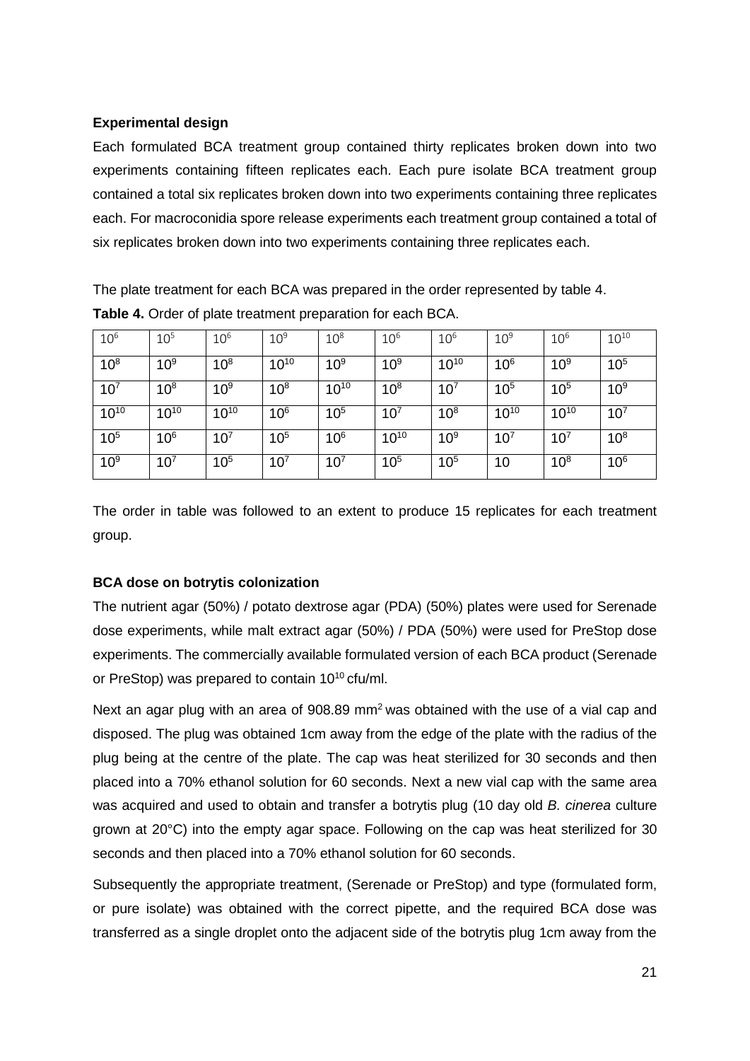**Experimental design**

Each formulated BCA treatment group contained thirty replicates broken down into two experiments containing fifteen replicates each. Each pure isolate BCA treatment group contained a total six replicates broken down into two experiments containing three replicates each. For macroconidia spore release experiments each treatment group contained a total of six replicates broken down into two experiments containing three replicates each.

The plate treatment for each BCA was prepared in the order represented by table 4.

**Table 4.** Order of plate treatment preparation for each BCA.

| $10^6$ | $10^5$ | $10^6$ | $10^9$ | $10^8$ | $10^6$ | $10^6$ | $10^9$ | $10^6$ | $10^{10}$ |
|---|---|---|---|---|---|---|---|---|---|
| $10^8$ | $10^9$ | $10^8$ | $10^{10}$ | $10^9$ | $10^9$ | $10^{10}$ | $10^6$ | $10^9$ | $10^5$ |
| $10^7$ | $10^8$ | $10^9$ | $10^8$ | $10^{10}$ | $10^8$ | $10^7$ | $10^5$ | $10^5$ | $10^9$ |
| $10^{10}$ | $10^{10}$ | $10^{10}$ | $10^6$ | $10^5$ | $10^7$ | $10^8$ | $10^{10}$ | $10^{10}$ | $10^7$ |
| $10^5$ | $10^6$ | $10^7$ | $10^5$ | $10^6$ | $10^{10}$ | $10^9$ | $10^7$ | $10^7$ | $10^8$ |
| $10^9$ | $10^7$ | $10^5$ | $10^7$ | $10^7$ | $10^5$ | $10^5$ | 10 | $10^8$ | $10^6$ |

The order in table was followed to an extent to produce 15 replicates for each treatment group.

**BCA dose on botrytis colonization**

The nutrient agar (50%) / potato dextrose agar (PDA) (50%) plates were used for Serenade dose experiments, while malt extract agar (50%) / PDA (50%) were used for PreStop dose experiments. The commercially available formulated version of each BCA product (Serenade or PreStop) was prepared to contain $10^{10}$ cfu/ml.

Next an agar plug with an area of 908.89 mm$^2$ was obtained with the use of a vial cap and disposed. The plug was obtained 1cm away from the edge of the plate with the radius of the plug being at the centre of the plate. The cap was heat sterilized for 30 seconds and then placed into a 70% ethanol solution for 60 seconds. Next a new vial cap with the same area was acquired and used to obtain and transfer a botrytis plug (10 day old *B. cinerea* culture grown at 20°C) into the empty agar space. Following on the cap was heat sterilized for 30 seconds and then placed into a 70% ethanol solution for 60 seconds.

Subsequently the appropriate treatment, (Serenade or PreStop) and type (formulated form, or pure isolate) was obtained with the correct pipette, and the required BCA dose was transferred as a single droplet onto the adjacent side of the botrytis plug 1cm away from the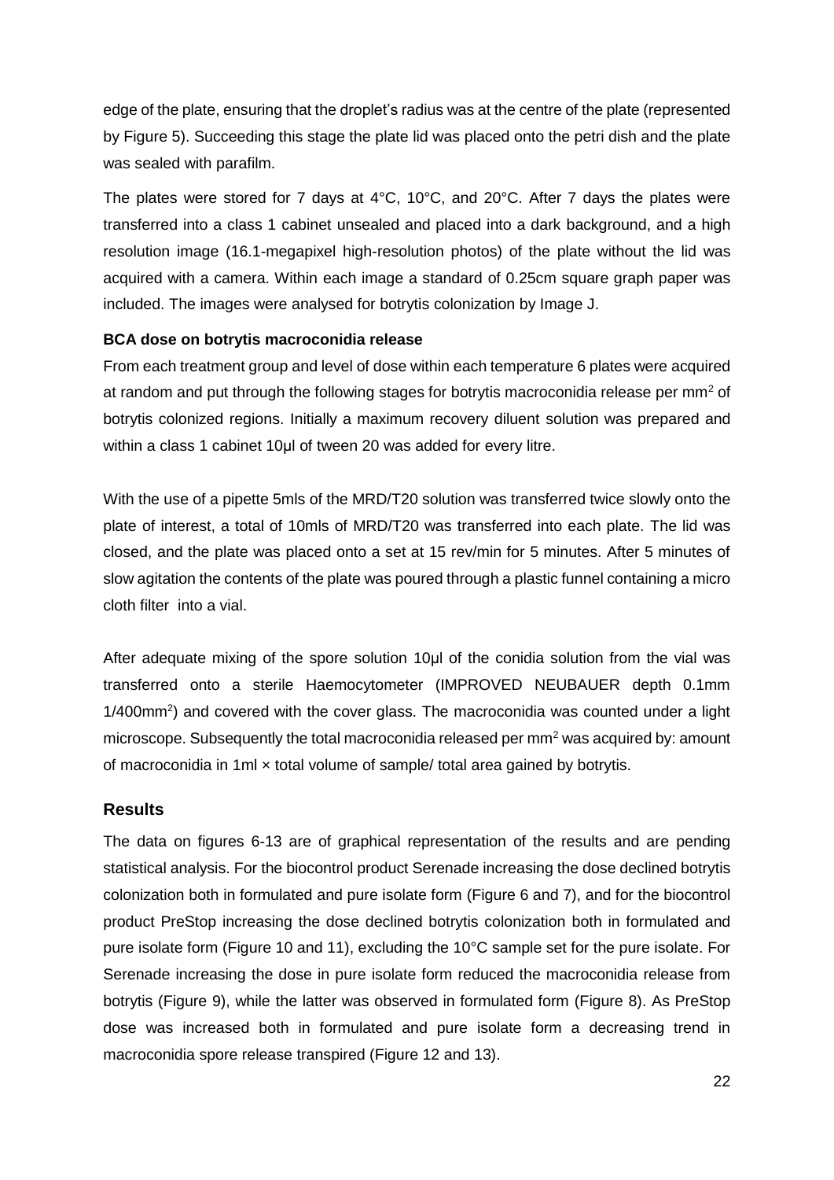edge of the plate, ensuring that the droplet's radius was at the centre of the plate (represented by Figure 5). Succeeding this stage the plate lid was placed onto the petri dish and the plate was sealed with parafilm.

The plates were stored for 7 days at 4°C, 10°C, and 20°C. After 7 days the plates were transferred into a class 1 cabinet unsealed and placed into a dark background, and a high resolution image (16.1-megapixel high-resolution photos) of the plate without the lid was acquired with a camera. Within each image a standard of 0.25cm square graph paper was included. The images were analysed for botrytis colonization by Image J.

**BCA dose on botrytis macroconidia release**

From each treatment group and level of dose within each temperature 6 plates were acquired at random and put through the following stages for botrytis macroconidia release per $mm^2$ of botrytis colonized regions. Initially a maximum recovery diluent solution was prepared and within a class 1 cabinet 10µl of tween 20 was added for every litre.

With the use of a pipette 5mls of the MRD/T20 solution was transferred twice slowly onto the plate of interest, a total of 10mls of MRD/T20 was transferred into each plate. The lid was closed, and the plate was placed onto a set at 15 rev/min for 5 minutes. After 5 minutes of slow agitation the contents of the plate was poured through a plastic funnel containing a micro cloth filter into a vial.

After adequate mixing of the spore solution 10µl of the conidia solution from the vial was transferred onto a sterile Haemocytometer (IMPROVED NEUBAUER depth 0.1mm $1/400mm^2$) and covered with the cover glass. The macroconidia was counted under a light microscope. Subsequently the total macroconidia released per $mm^2$ was acquired by: amount of macroconidia in 1ml × total volume of sample/ total area gained by botrytis.

## Results

The data on figures 6-13 are of graphical representation of the results and are pending statistical analysis. For the biocontrol product Serenade increasing the dose declined botrytis colonization both in formulated and pure isolate form (Figure 6 and 7), and for the biocontrol product PreStop increasing the dose declined botrytis colonization both in formulated and pure isolate form (Figure 10 and 11), excluding the 10°C sample set for the pure isolate. For Serenade increasing the dose in pure isolate form reduced the macroconidia release from botrytis (Figure 9), while the latter was observed in formulated form (Figure 8). As PreStop dose was increased both in formulated and pure isolate form a decreasing trend in macroconidia spore release transpired (Figure 12 and 13).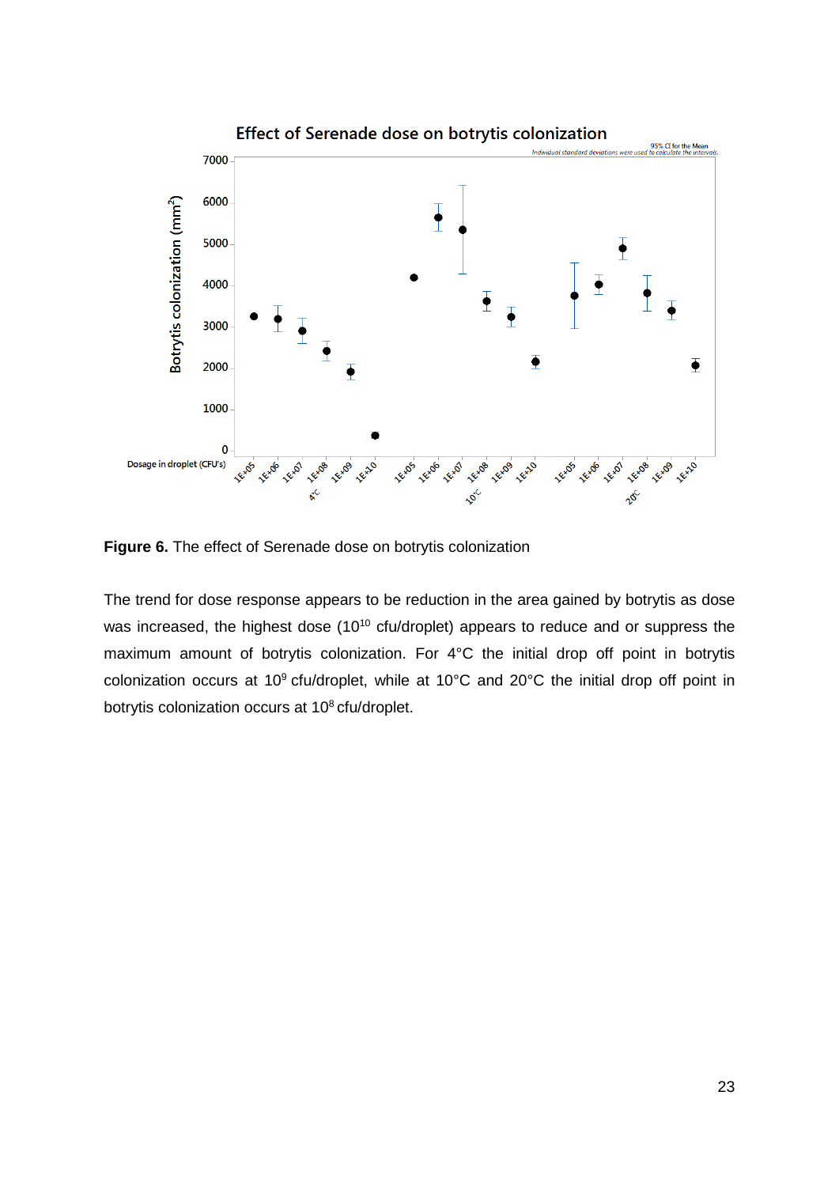**Figure 6.** The effect of Serenade dose on botrytis colonization

The trend for dose response appears to be reduction in the area gained by botrytis as dose was increased, the highest dose ($10^{10}$ cfu/droplet) appears to reduce and or suppress the maximum amount of botrytis colonization. For 4°C the initial drop off point in botrytis colonization occurs at $10^{9}$ cfu/droplet, while at 10°C and 20°C the initial drop off point in botrytis colonization occurs at $10^{8}$ cfu/droplet.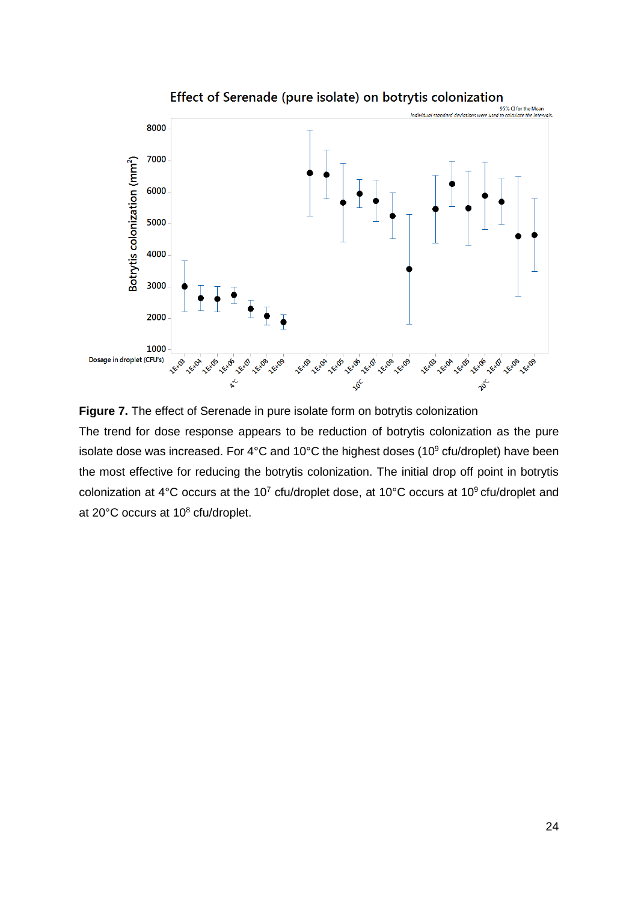**Figure 7.** The effect of Serenade in pure isolate form on botrytis colonization

The trend for dose response appears to be reduction of botrytis colonization as the pure isolate dose was increased. For 4°C and 10°C the highest doses ($10^9$ cfu/droplet) have been the most effective for reducing the botrytis colonization. The initial drop off point in botrytis colonization at 4°C occurs at the $10^7$ cfu/droplet dose, at 10°C occurs at $10^9$ cfu/droplet and at 20°C occurs at $10^8$ cfu/droplet.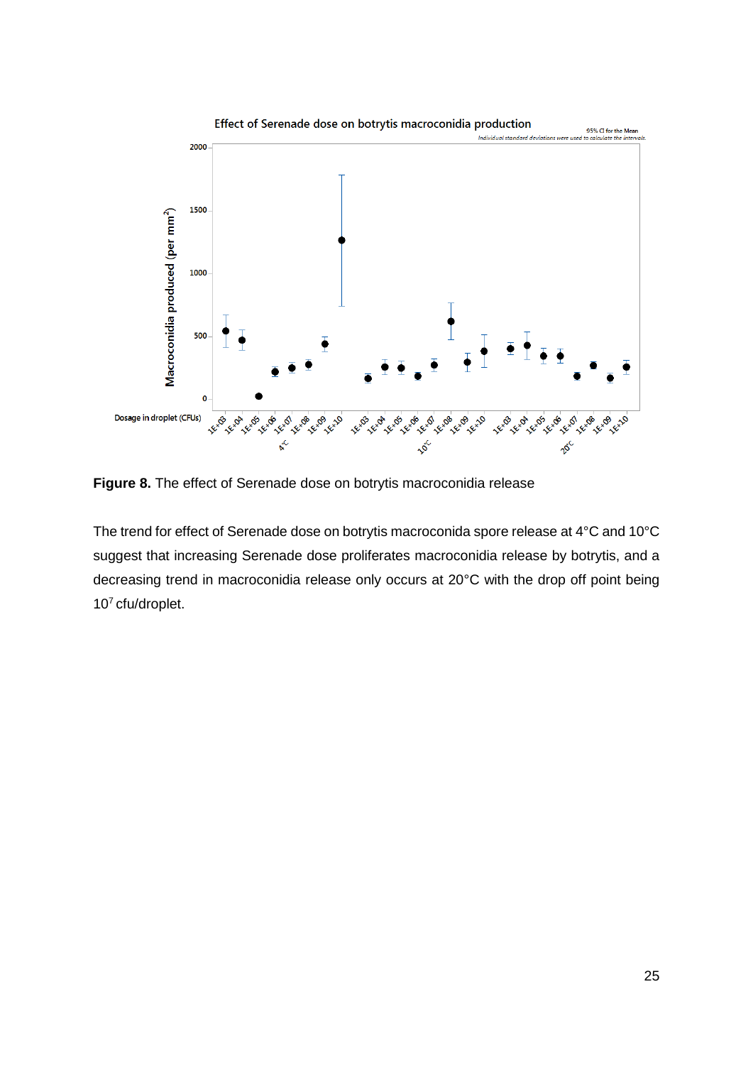**Figure 8.** The effect of Serenade dose on botrytis macroconidia release

The trend for effect of Serenade dose on botrytis macroconida spore release at 4°C and 10°C suggest that increasing Serenade dose proliferates macroconidia release by botrytis, and a decreasing trend in macroconidia release only occurs at 20°C with the drop off point being $10^7$ cfu/droplet.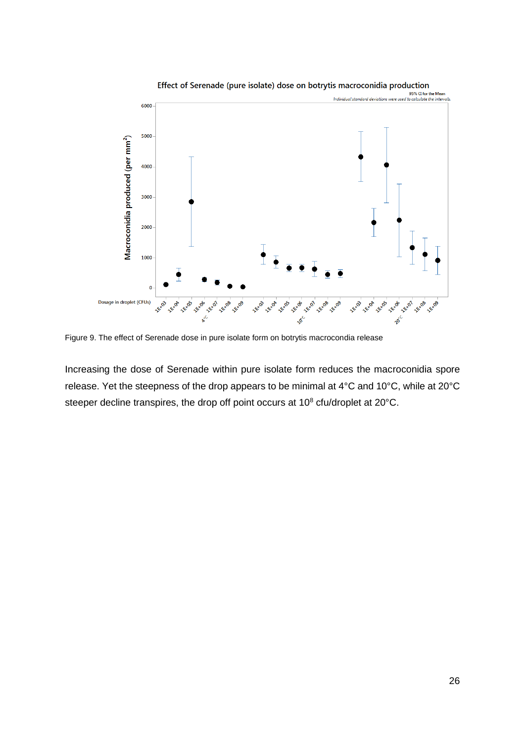Figure 9. The effect of Serenade dose in pure isolate form on botrytis macrocondia release

Increasing the dose of Serenade within pure isolate form reduces the macroconidia spore release. Yet the steepness of the drop appears to be minimal at 4°C and 10°C, while at 20°C steeper decline transpires, the drop off point occurs at $10^8$ cfu/droplet at 20°C.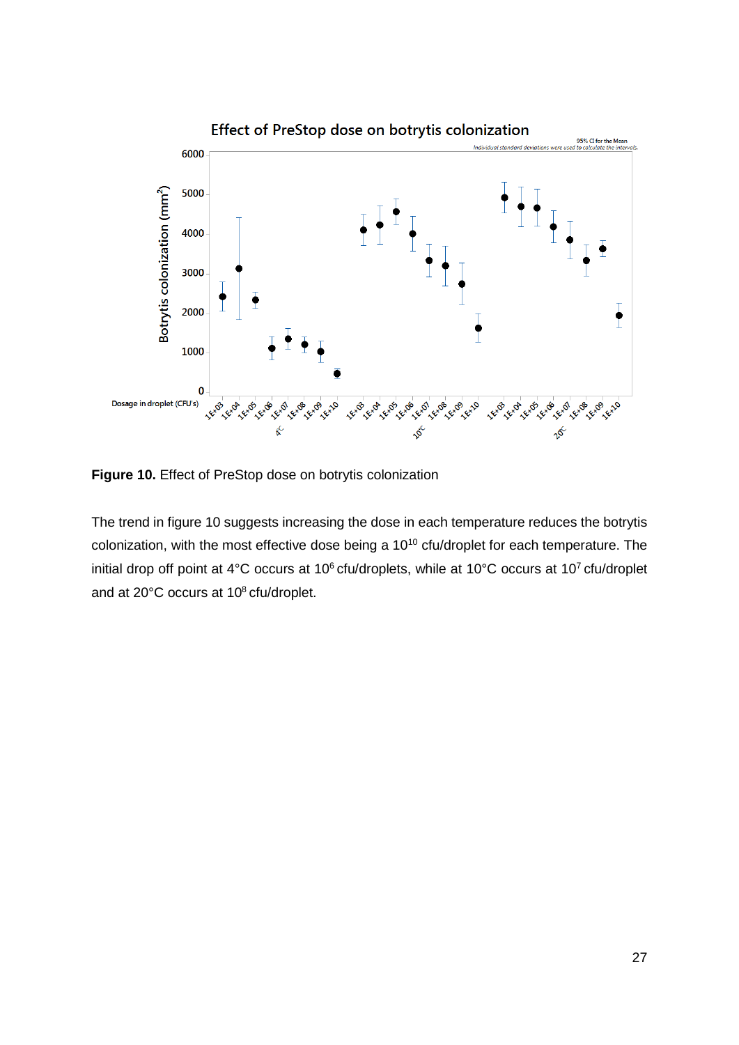**Figure 10.** Effect of PreStop dose on botrytis colonization

The trend in figure 10 suggests increasing the dose in each temperature reduces the botrytis colonization, with the most effective dose being a $10^{10}$ cfu/droplet for each temperature. The initial drop off point at 4°C occurs at $10^{6}$ cfu/droplets, while at 10°C occurs at $10^{7}$ cfu/droplet and at 20°C occurs at $10^{8}$ cfu/droplet.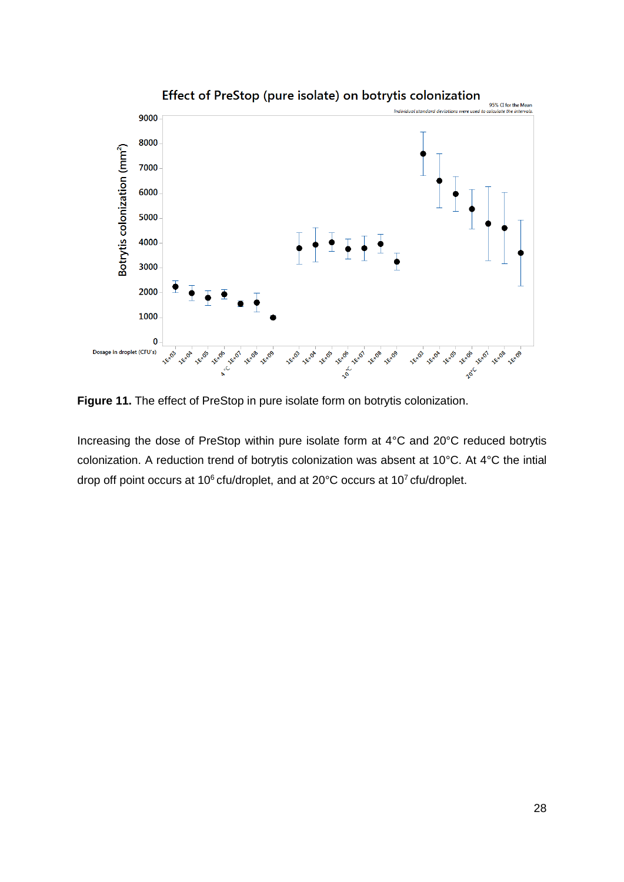**Figure 11.** The effect of PreStop in pure isolate form on botrytis colonization.

Increasing the dose of PreStop within pure isolate form at 4°C and 20°C reduced botrytis colonization. A reduction trend of botrytis colonization was absent at 10°C. At 4°C the intial drop off point occurs at $10^6$ cfu/droplet, and at 20°C occurs at $10^7$ cfu/droplet.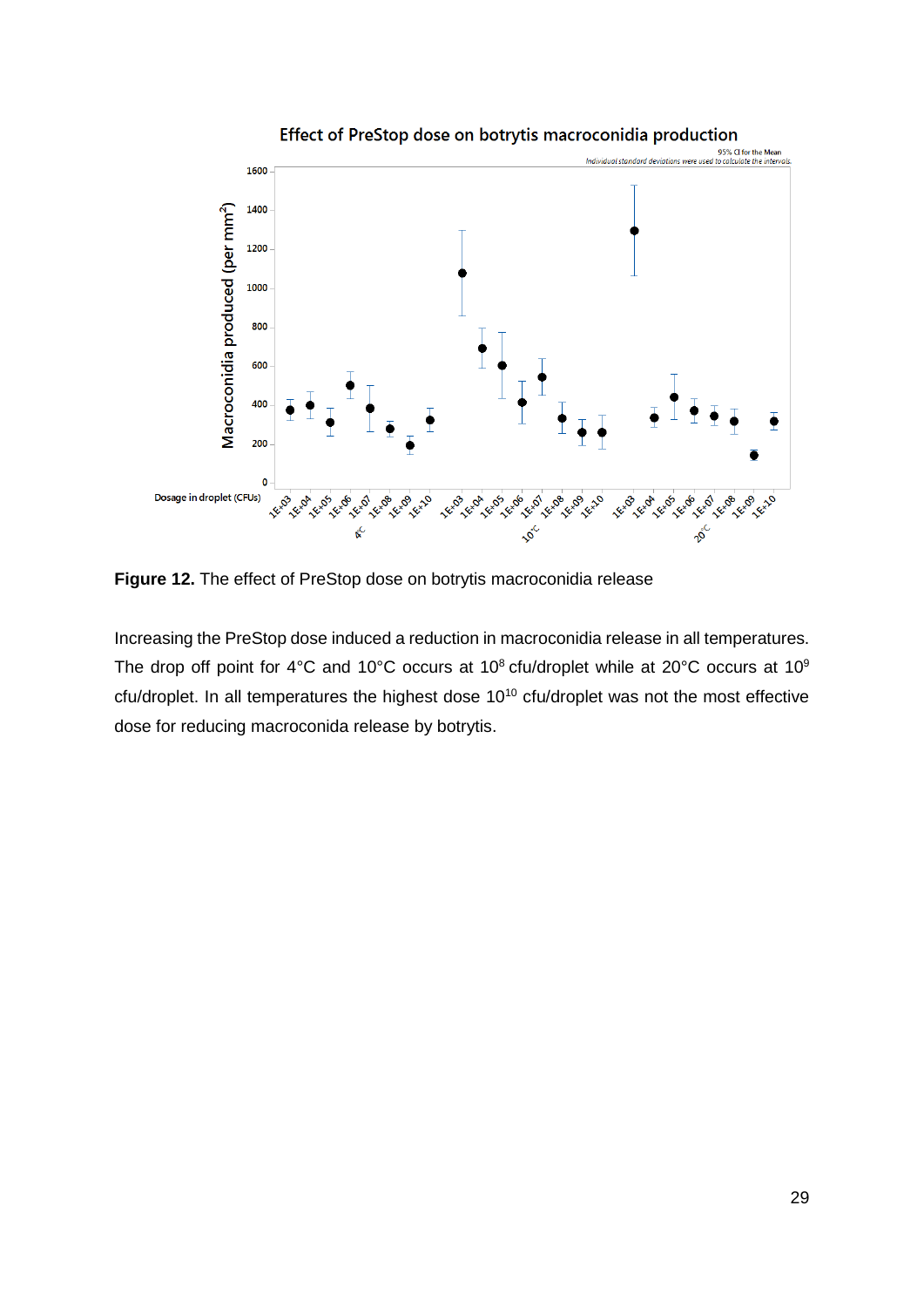**Figure 12.** The effect of PreStop dose on botrytis macroconidia release

Increasing the PreStop dose induced a reduction in macroconidia release in all temperatures. The drop off point for 4°C and 10°C occurs at $10^8$ cfu/droplet while at 20°C occurs at $10^9$ cfu/droplet. In all temperatures the highest dose $10^{10}$ cfu/droplet was not the most effective dose for reducing macroconida release by botrytis.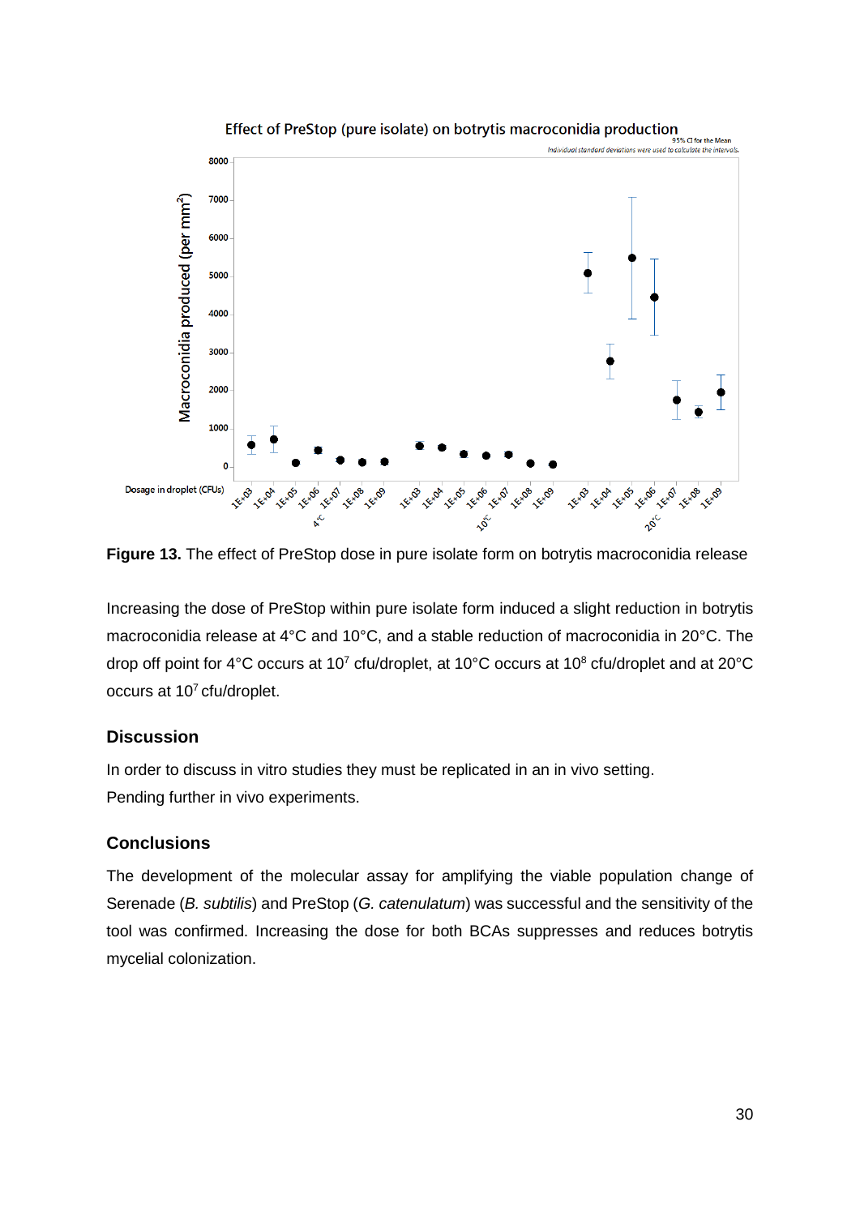**Figure 13.** The effect of PreStop dose in pure isolate form on botrytis macroconidia release

Increasing the dose of PreStop within pure isolate form induced a slight reduction in botrytis macroconidia release at 4°C and 10°C, and a stable reduction of macroconidia in 20°C. The drop off point for 4°C occurs at $10^7$ cfu/droplet, at 10°C occurs at $10^8$ cfu/droplet and at 20°C occurs at $10^7$ cfu/droplet.

## Discussion

In order to discuss in vitro studies they must be replicated in an in vivo setting.
Pending further in vivo experiments.

## Conclusions

The development of the molecular assay for amplifying the viable population change of Serenade (*B. subtilis*) and PreStop (*G. catenulatum*) was successful and the sensitivity of the tool was confirmed. Increasing the dose for both BCAs suppresses and reduces botrytis mycelial colonization.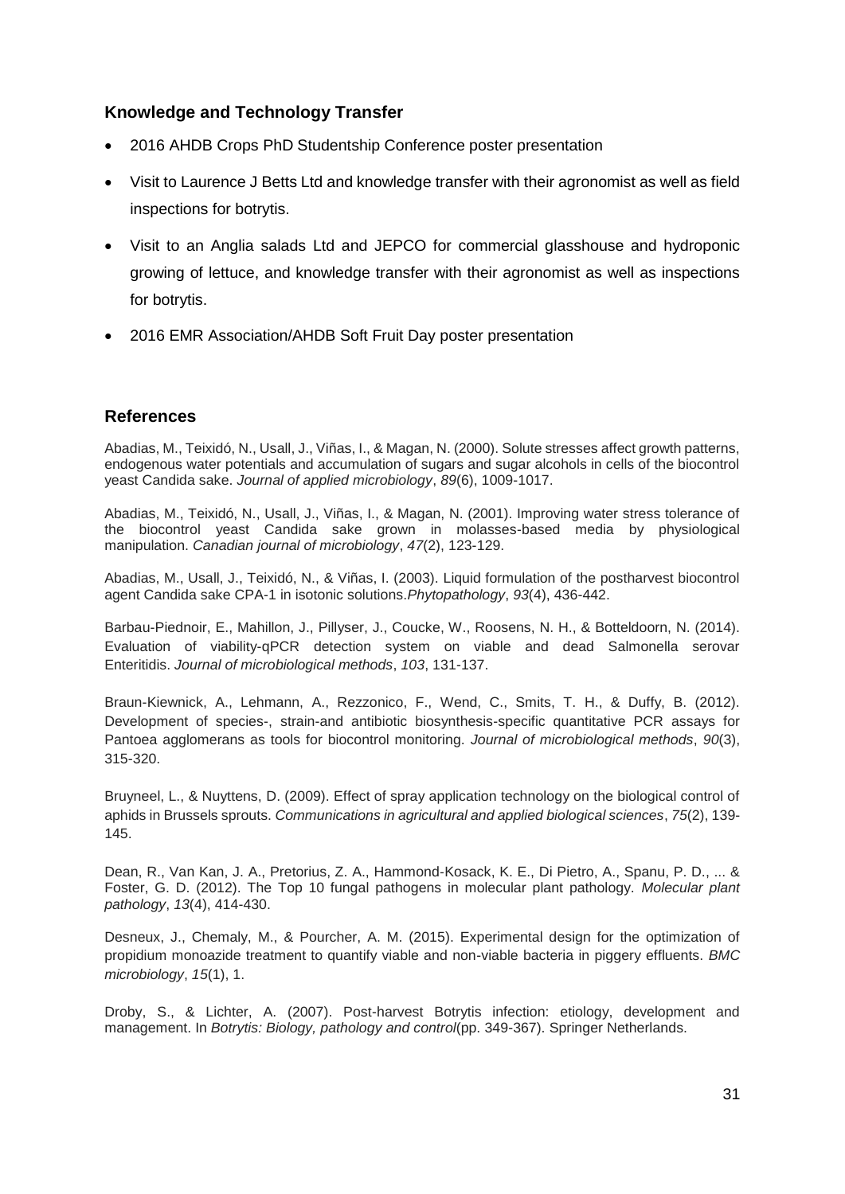## Knowledge and Technology Transfer

- 2016 AHDB Crops PhD Studentship Conference poster presentation
- Visit to Laurence J Betts Ltd and knowledge transfer with their agronomist as well as field inspections for botrytis.
- Visit to an Anglia salads Ltd and JEPCO for commercial glasshouse and hydroponic growing of lettuce, and knowledge transfer with their agronomist as well as inspections for botrytis.
- 2016 EMR Association/AHDB Soft Fruit Day poster presentation

## References

Abadias, M., Teixidó, N., Usall, J., Viñas, I., & Magan, N. (2000). Solute stresses affect growth patterns, endogenous water potentials and accumulation of sugars and sugar alcohols in cells of the biocontrol yeast Candida sake. *Journal of applied microbiology*, *89*(6), 1009-1017.

Abadias, M., Teixidó, N., Usall, J., Viñas, I., & Magan, N. (2001). Improving water stress tolerance of the biocontrol yeast Candida sake grown in molasses-based media by physiological manipulation. *Canadian journal of microbiology*, *47*(2), 123-129.

Abadias, M., Usall, J., Teixidó, N., & Viñas, I. (2003). Liquid formulation of the postharvest biocontrol agent Candida sake CPA-1 in isotonic solutions.*Phytopathology*, *93*(4), 436-442.

Barbau-Piednoir, E., Mahillon, J., Pillyser, J., Coucke, W., Roosens, N. H., & Botteldoorn, N. (2014). Evaluation of viability-qPCR detection system on viable and dead Salmonella serovar Enteritidis. *Journal of microbiological methods*, *103*, 131-137.

Braun-Kiewnick, A., Lehmann, A., Rezzonico, F., Wend, C., Smits, T. H., & Duffy, B. (2012). Development of species-, strain-and antibiotic biosynthesis-specific quantitative PCR assays for Pantoea agglomerans as tools for biocontrol monitoring. *Journal of microbiological methods*, *90*(3), 315-320.

Bruyneel, L., & Nuyttens, D. (2009). Effect of spray application technology on the biological control of aphids in Brussels sprouts. *Communications in agricultural and applied biological sciences*, *75*(2), 139-145.

Dean, R., Van Kan, J. A., Pretorius, Z. A., Hammond-Kosack, K. E., Di Pietro, A., Spanu, P. D., ... & Foster, G. D. (2012). The Top 10 fungal pathogens in molecular plant pathology. *Molecular plant pathology*, *13*(4), 414-430.

Desneux, J., Chemaly, M., & Pourcher, A. M. (2015). Experimental design for the optimization of propidium monoazide treatment to quantify viable and non-viable bacteria in piggery effluents. *BMC microbiology*, *15*(1), 1.

Droby, S., & Lichter, A. (2007). Post-harvest Botrytis infection: etiology, development and management. In *Botrytis: Biology, pathology and control*(pp. 349-367). Springer Netherlands.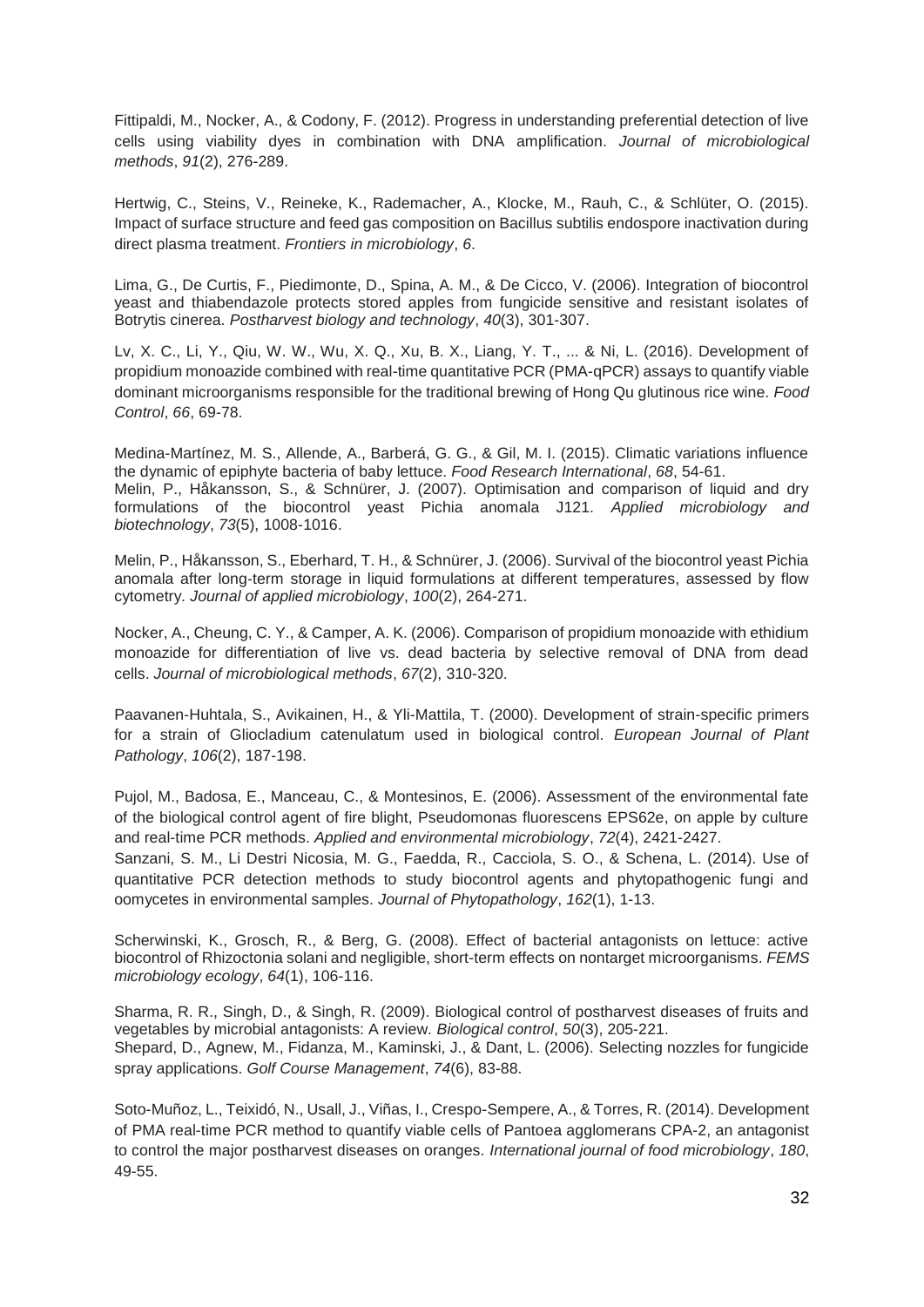Fittipaldi, M., Nocker, A., & Codony, F. (2012). Progress in understanding preferential detection of live cells using viability dyes in combination with DNA amplification. *Journal of microbiological methods*, *91*(2), 276-289.

Hertwig, C., Steins, V., Reineke, K., Rademacher, A., Klocke, M., Rauh, C., & Schlüter, O. (2015). Impact of surface structure and feed gas composition on Bacillus subtilis endospore inactivation during direct plasma treatment. *Frontiers in microbiology*, *6*.

Lima, G., De Curtis, F., Piedimonte, D., Spina, A. M., & De Cicco, V. (2006). Integration of biocontrol yeast and thiabendazole protects stored apples from fungicide sensitive and resistant isolates of Botrytis cinerea. *Postharvest biology and technology*, *40*(3), 301-307.

Lv, X. C., Li, Y., Qiu, W. W., Wu, X. Q., Xu, B. X., Liang, Y. T., ... & Ni, L. (2016). Development of propidium monoazide combined with real-time quantitative PCR (PMA-qPCR) assays to quantify viable dominant microorganisms responsible for the traditional brewing of Hong Qu glutinous rice wine. *Food Control*, *66*, 69-78.

Medina-Martínez, M. S., Allende, A., Barberá, G. G., & Gil, M. I. (2015). Climatic variations influence the dynamic of epiphyte bacteria of baby lettuce. *Food Research International*, *68*, 54-61.

Melin, P., Håkansson, S., & Schnürer, J. (2007). Optimisation and comparison of liquid and dry formulations of the biocontrol yeast Pichia anomala J121. *Applied microbiology and biotechnology*, *73*(5), 1008-1016.

Melin, P., Håkansson, S., Eberhard, T. H., & Schnürer, J. (2006). Survival of the biocontrol yeast Pichia anomala after long-term storage in liquid formulations at different temperatures, assessed by flow cytometry. *Journal of applied microbiology*, *100*(2), 264-271.

Nocker, A., Cheung, C. Y., & Camper, A. K. (2006). Comparison of propidium monoazide with ethidium monoazide for differentiation of live vs. dead bacteria by selective removal of DNA from dead cells. *Journal of microbiological methods*, *67*(2), 310-320.

Paavanen-Huhtala, S., Avikainen, H., & Yli-Mattila, T. (2000). Development of strain-specific primers for a strain of Gliocladium catenulatum used in biological control. *European Journal of Plant Pathology*, *106*(2), 187-198.

Pujol, M., Badosa, E., Manceau, C., & Montesinos, E. (2006). Assessment of the environmental fate of the biological control agent of fire blight, Pseudomonas fluorescens EPS62e, on apple by culture and real-time PCR methods. *Applied and environmental microbiology*, *72*(4), 2421-2427.

Sanzani, S. M., Li Destri Nicosia, M. G., Faedda, R., Cacciola, S. O., & Schena, L. (2014). Use of quantitative PCR detection methods to study biocontrol agents and phytopathogenic fungi and oomycetes in environmental samples. *Journal of Phytopathology*, *162*(1), 1-13.

Scherwinski, K., Grosch, R., & Berg, G. (2008). Effect of bacterial antagonists on lettuce: active biocontrol of Rhizoctonia solani and negligible, short-term effects on nontarget microorganisms. *FEMS microbiology ecology*, *64*(1), 106-116.

Sharma, R. R., Singh, D., & Singh, R. (2009). Biological control of postharvest diseases of fruits and vegetables by microbial antagonists: A review. *Biological control*, *50*(3), 205-221.

Shepard, D., Agnew, M., Fidanza, M., Kaminski, J., & Dant, L. (2006). Selecting nozzles for fungicide spray applications. *Golf Course Management*, *74*(6), 83-88.

Soto-Muñoz, L., Teixidó, N., Usall, J., Viñas, I., Crespo-Sempere, A., & Torres, R. (2014). Development of PMA real-time PCR method to quantify viable cells of Pantoea agglomerans CPA-2, an antagonist to control the major postharvest diseases on oranges. *International journal of food microbiology*, *180*, 49-55.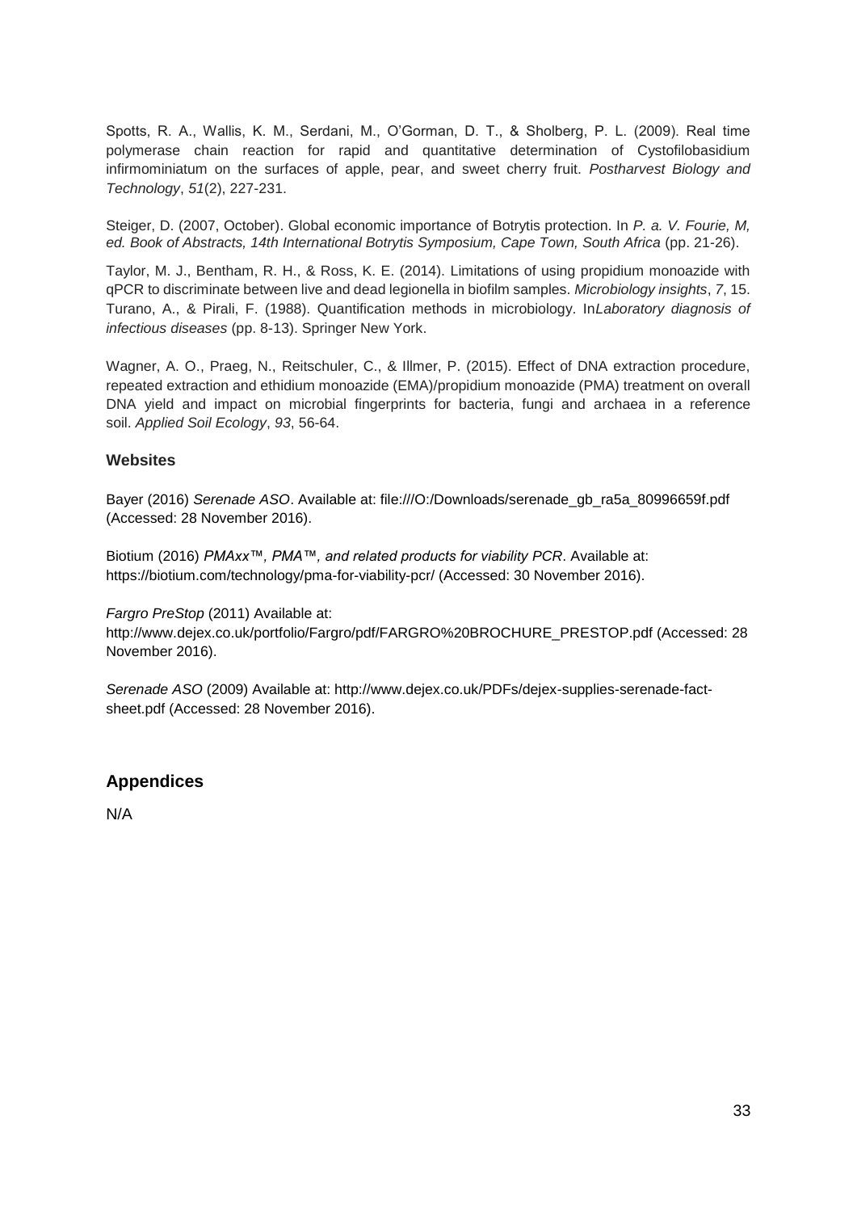Spotts, R. A., Wallis, K. M., Serdani, M., O'Gorman, D. T., & Sholberg, P. L. (2009). Real time polymerase chain reaction for rapid and quantitative determination of Cystofilobasidium infirmominiatum on the surfaces of apple, pear, and sweet cherry fruit. *Postharvest Biology and Technology*, *51*(2), 227-231.

Steiger, D. (2007, October). Global economic importance of Botrytis protection. In *P. a. V. Fourie, M, ed. Book of Abstracts, 14th International Botrytis Symposium, Cape Town, South Africa* (pp. 21-26).

Taylor, M. J., Bentham, R. H., & Ross, K. E. (2014). Limitations of using propidium monoazide with qPCR to discriminate between live and dead legionella in biofilm samples. *Microbiology insights*, *7*, 15.
Turano, A., & Pirali, F. (1988). Quantification methods in microbiology. In*Laboratory diagnosis of infectious diseases* (pp. 8-13). Springer New York.

Wagner, A. O., Praeg, N., Reitschuler, C., & Illmer, P. (2015). Effect of DNA extraction procedure, repeated extraction and ethidium monoazide (EMA)/propidium monoazide (PMA) treatment on overall DNA yield and impact on microbial fingerprints for bacteria, fungi and archaea in a reference soil. *Applied Soil Ecology*, *93*, 56-64.

### Websites

Bayer (2016) *Serenade ASO*. Available at: file:///O:/Downloads/serenade_gb_ra5a_80996659f.pdf (Accessed: 28 November 2016).

Biotium (2016) *PMAxx™, PMA™, and related products for viability PCR*. Available at: https://biotium.com/technology/pma-for-viability-pcr/ (Accessed: 30 November 2016).

*Fargro PreStop* (2011) Available at: http://www.dejex.co.uk/portfolio/Fargro/pdf/FARGRO%20BROCHURE_PRESTOP.pdf (Accessed: 28 November 2016).

*Serenade ASO* (2009) Available at: http://www.dejex.co.uk/PDFs/dejex-supplies-serenade-fact-sheet.pdf (Accessed: 28 November 2016).

## Appendices

N/A